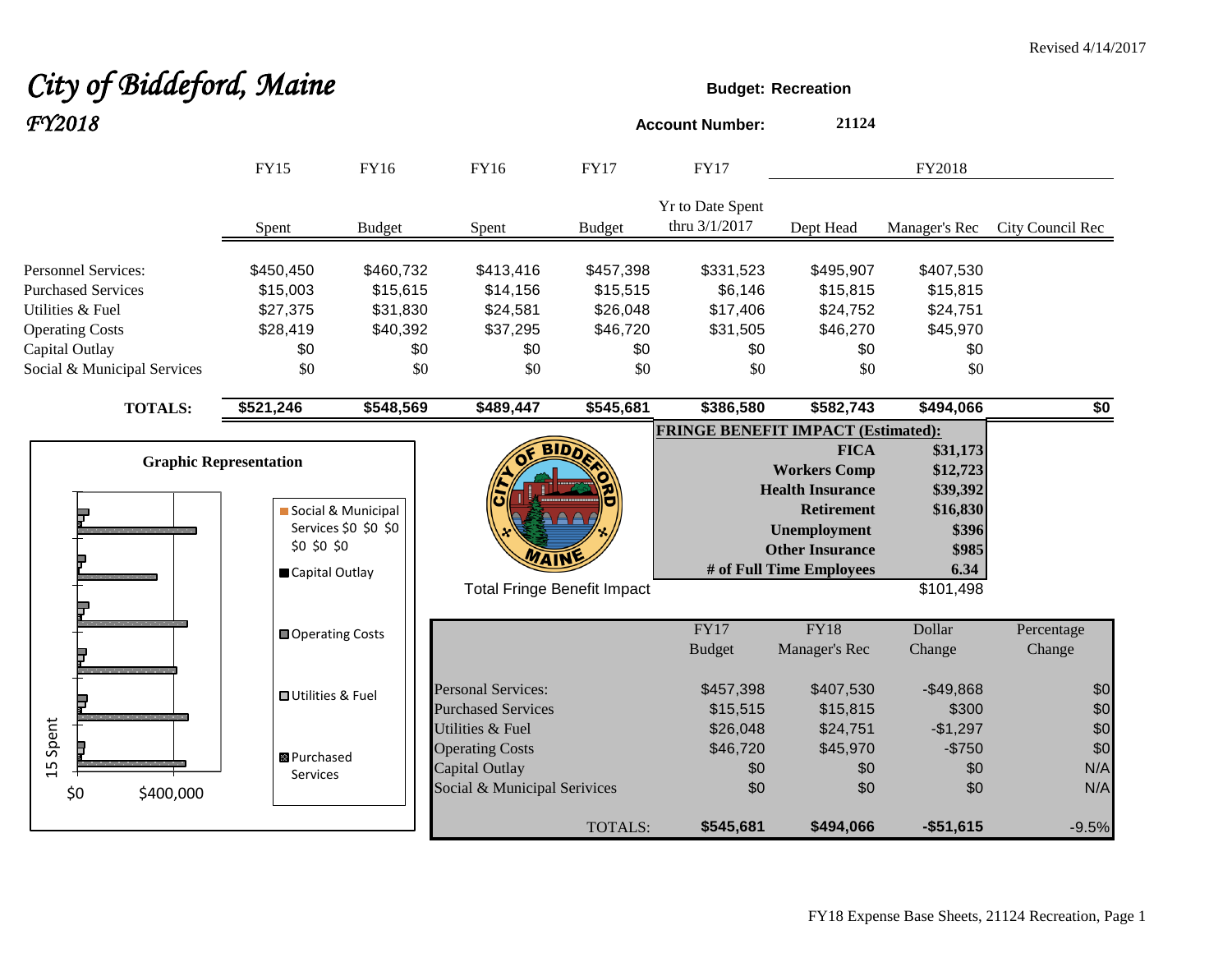Revised 4/14/2017

# *City of Biddeford, Maine*
## *FY2018*

**Budget: Recreation**

**Account Number:** **21124**

| | FY15 Spent | FY16 Budget | FY16 Spent | FY17 Budget | FY17 Yr to Date Spent thru 3/1/2017 | FY2018 Dept Head | FY2018 Manager's Rec | FY2018 City Council Rec |
|---|---|---|---|---|---|---|---|---|
| Personnel Services: | $450,450 | $460,732 | $413,416 | $457,398 | $331,523 | $495,907 | $407,530 | |
| Purchased Services | $15,003 | $15,615 | $14,156 | $15,515 | $6,146 | $15,815 | $15,815 | |
| Utilities & Fuel | $27,375 | $31,830 | $24,581 | $26,048 | $17,406 | $24,752 | $24,751 | |
| Operating Costs | $28,419 | $40,392 | $37,295 | $46,720 | $31,505 | $46,270 | $45,970 | |
| Capital Outlay | $0 | $0 | $0 | $0 | $0 | $0 | $0 | |
| Social & Municipal Services | $0 | $0 | $0 | $0 | $0 | $0 | $0 | |
| **TOTALS:** | **$521,246** | **$548,569** | **$489,447** | **$545,681** | **$386,580** | **$582,743** | **$494,066** | **$0** |

**Graphic Representation**

Legend: Social & Municipal Services $0 $0 $0 $0 $0 $0; Capital Outlay; Operating Costs; Utilities & Fuel; Purchased Services

Axis: $0, $400,000; 15 Spent

**FRINGE BENEFIT IMPACT (Estimated):**

| | |
|---|---|
| **FICA** | **$31,173** |
| **Workers Comp** | **$12,723** |
| **Health Insurance** | **$39,392** |
| **Retirement** | **$16,830** |
| **Unemployment** | **$396** |
| **Other Insurance** | **$985** |
| **# of Full Time Employees** | **6.34** |
| Total Fringe Benefit Impact | $101,498 |

| | FY17 Budget | FY18 Manager's Rec | Dollar Change | Percentage Change |
|---|---|---|---|---|
| Personal Services: | $457,398 | $407,530 | -$49,868 | $0 |
| Purchased Services | $15,515 | $15,815 | $300 | $0 |
| Utilities & Fuel | $26,048 | $24,751 | -$1,297 | $0 |
| Operating Costs | $46,720 | $45,970 | -$750 | $0 |
| Capital Outlay | $0 | $0 | $0 | N/A |
| Social & Municipal Serivices | $0 | $0 | $0 | N/A |
| TOTALS: | **$545,681** | **$494,066** | **-$51,615** | -9.5% |

FY18 Expense Base Sheets, 21124 Recreation, Page 1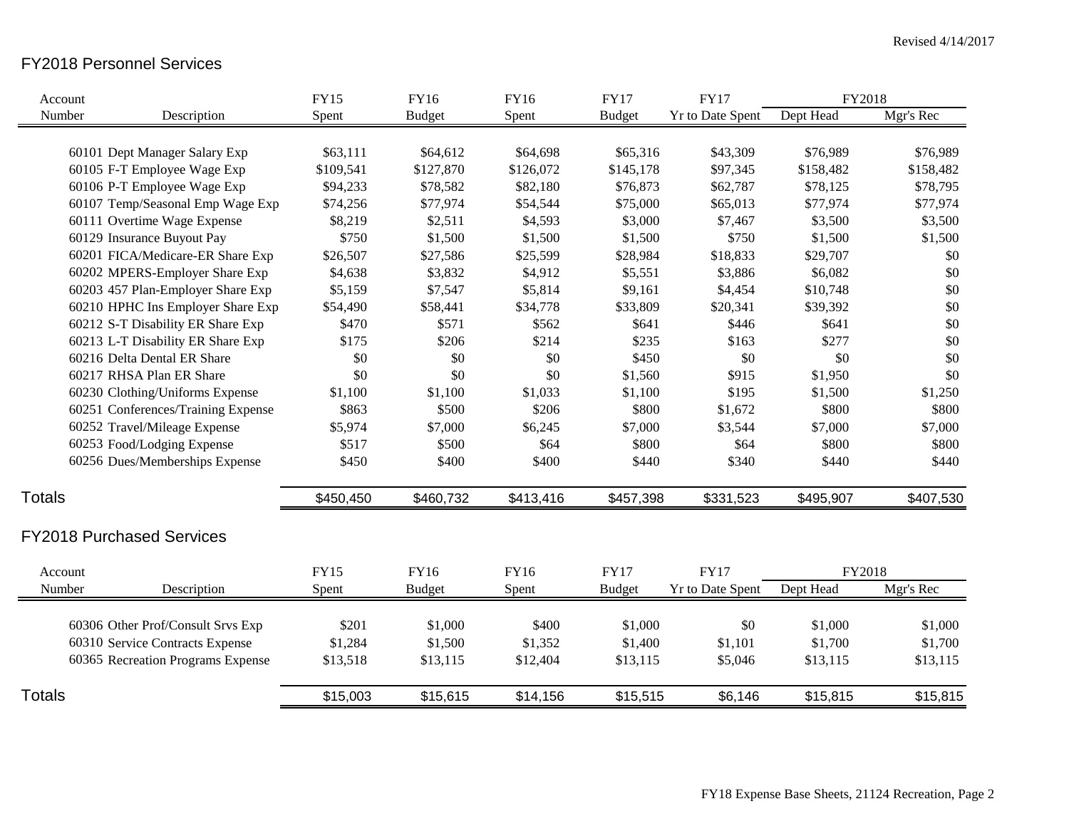Revised 4/14/2017

## FY2018 Personnel Services

| Account Number | Description | FY15 Spent | FY16 Budget | FY16 Spent | FY17 Budget | FY17 Yr to Date Spent | FY2018 Dept Head | FY2018 Mgr's Rec |
|---|---|---|---|---|---|---|---|---|
| 60101 | Dept Manager Salary Exp | $63,111 | $64,612 | $64,698 | $65,316 | $43,309 | $76,989 | $76,989 |
| 60105 | F-T Employee Wage Exp | $109,541 | $127,870 | $126,072 | $145,178 | $97,345 | $158,482 | $158,482 |
| 60106 | P-T Employee Wage Exp | $94,233 | $78,582 | $82,180 | $76,873 | $62,787 | $78,125 | $78,795 |
| 60107 | Temp/Seasonal Emp Wage Exp | $74,256 | $77,974 | $54,544 | $75,000 | $65,013 | $77,974 | $77,974 |
| 60111 | Overtime Wage Expense | $8,219 | $2,511 | $4,593 | $3,000 | $7,467 | $3,500 | $3,500 |
| 60129 | Insurance Buyout Pay | $750 | $1,500 | $1,500 | $1,500 | $750 | $1,500 | $1,500 |
| 60201 | FICA/Medicare-ER Share Exp | $26,507 | $27,586 | $25,599 | $28,984 | $18,833 | $29,707 | $0 |
| 60202 | MPERS-Employer Share Exp | $4,638 | $3,832 | $4,912 | $5,551 | $3,886 | $6,082 | $0 |
| 60203 | 457 Plan-Employer Share Exp | $5,159 | $7,547 | $5,814 | $9,161 | $4,454 | $10,748 | $0 |
| 60210 | HPHC Ins Employer Share Exp | $54,490 | $58,441 | $34,778 | $33,809 | $20,341 | $39,392 | $0 |
| 60212 | S-T Disability ER Share Exp | $470 | $571 | $562 | $641 | $446 | $641 | $0 |
| 60213 | L-T Disability ER Share Exp | $175 | $206 | $214 | $235 | $163 | $277 | $0 |
| 60216 | Delta Dental ER Share | $0 | $0 | $0 | $450 | $0 | $0 | $0 |
| 60217 | RHSA Plan ER Share | $0 | $0 | $0 | $1,560 | $915 | $1,950 | $0 |
| 60230 | Clothing/Uniforms Expense | $1,100 | $1,100 | $1,033 | $1,100 | $195 | $1,500 | $1,250 |
| 60251 | Conferences/Training Expense | $863 | $500 | $206 | $800 | $1,672 | $800 | $800 |
| 60252 | Travel/Mileage Expense | $5,974 | $7,000 | $6,245 | $7,000 | $3,544 | $7,000 | $7,000 |
| 60253 | Food/Lodging Expense | $517 | $500 | $64 | $800 | $64 | $800 | $800 |
| 60256 | Dues/Memberships Expense | $450 | $400 | $400 | $440 | $340 | $440 | $440 |
| **Totals** | | $450,450 | $460,732 | $413,416 | $457,398 | $331,523 | $495,907 | $407,530 |

## FY2018 Purchased Services

| Account Number | Description | FY15 Spent | FY16 Budget | FY16 Spent | FY17 Budget | FY17 Yr to Date Spent | FY2018 Dept Head | FY2018 Mgr's Rec |
|---|---|---|---|---|---|---|---|---|
| 60306 | Other Prof/Consult Srvs Exp | $201 | $1,000 | $400 | $1,000 | $0 | $1,000 | $1,000 |
| 60310 | Service Contracts Expense | $1,284 | $1,500 | $1,352 | $1,400 | $1,101 | $1,700 | $1,700 |
| 60365 | Recreation Programs Expense | $13,518 | $13,115 | $12,404 | $13,115 | $5,046 | $13,115 | $13,115 |
| **Totals** | | $15,003 | $15,615 | $14,156 | $15,515 | $6,146 | $15,815 | $15,815 |

FY18 Expense Base Sheets, 21124 Recreation, Page 2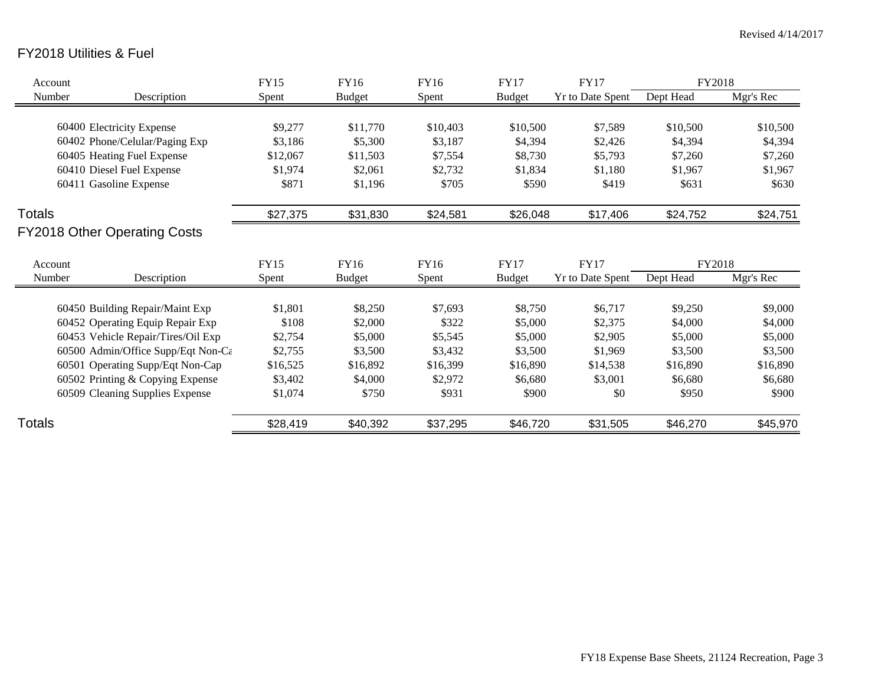Revised 4/14/2017

## FY2018 Utilities & Fuel

| Account Number | Description | FY15 Spent | FY16 Budget | FY16 Spent | FY17 Budget | FY17 Yr to Date Spent | FY2018 Dept Head | FY2018 Mgr's Rec |
|---|---|---|---|---|---|---|---|---|
| 60400 | Electricity Expense | $9,277 | $11,770 | $10,403 | $10,500 | $7,589 | $10,500 | $10,500 |
| 60402 | Phone/Celular/Paging Exp | $3,186 | $5,300 | $3,187 | $4,394 | $2,426 | $4,394 | $4,394 |
| 60405 | Heating Fuel Expense | $12,067 | $11,503 | $7,554 | $8,730 | $5,793 | $7,260 | $7,260 |
| 60410 | Diesel Fuel Expense | $1,974 | $2,061 | $2,732 | $1,834 | $1,180 | $1,967 | $1,967 |
| 60411 | Gasoline Expense | $871 | $1,196 | $705 | $590 | $419 | $631 | $630 |
| **Totals** | | $27,375 | $31,830 | $24,581 | $26,048 | $17,406 | $24,752 | $24,751 |

## FY2018 Other Operating Costs

| Account Number | Description | FY15 Spent | FY16 Budget | FY16 Spent | FY17 Budget | FY17 Yr to Date Spent | FY2018 Dept Head | FY2018 Mgr's Rec |
|---|---|---|---|---|---|---|---|---|
| 60450 | Building Repair/Maint Exp | $1,801 | $8,250 | $7,693 | $8,750 | $6,717 | $9,250 | $9,000 |
| 60452 | Operating Equip Repair Exp | $108 | $2,000 | $322 | $5,000 | $2,375 | $4,000 | $4,000 |
| 60453 | Vehicle Repair/Tires/Oil Exp | $2,754 | $5,000 | $5,545 | $5,000 | $2,905 | $5,000 | $5,000 |
| 60500 | Admin/Office Supp/Eqt Non-Ca | $2,755 | $3,500 | $3,432 | $3,500 | $1,969 | $3,500 | $3,500 |
| 60501 | Operating Supp/Eqt Non-Cap | $16,525 | $16,892 | $16,399 | $16,890 | $14,538 | $16,890 | $16,890 |
| 60502 | Printing & Copying Expense | $3,402 | $4,000 | $2,972 | $6,680 | $3,001 | $6,680 | $6,680 |
| 60509 | Cleaning Supplies Expense | $1,074 | $750 | $931 | $900 | $0 | $950 | $900 |
| **Totals** | | $28,419 | $40,392 | $37,295 | $46,720 | $31,505 | $46,270 | $45,970 |

FY18 Expense Base Sheets, 21124 Recreation, Page 3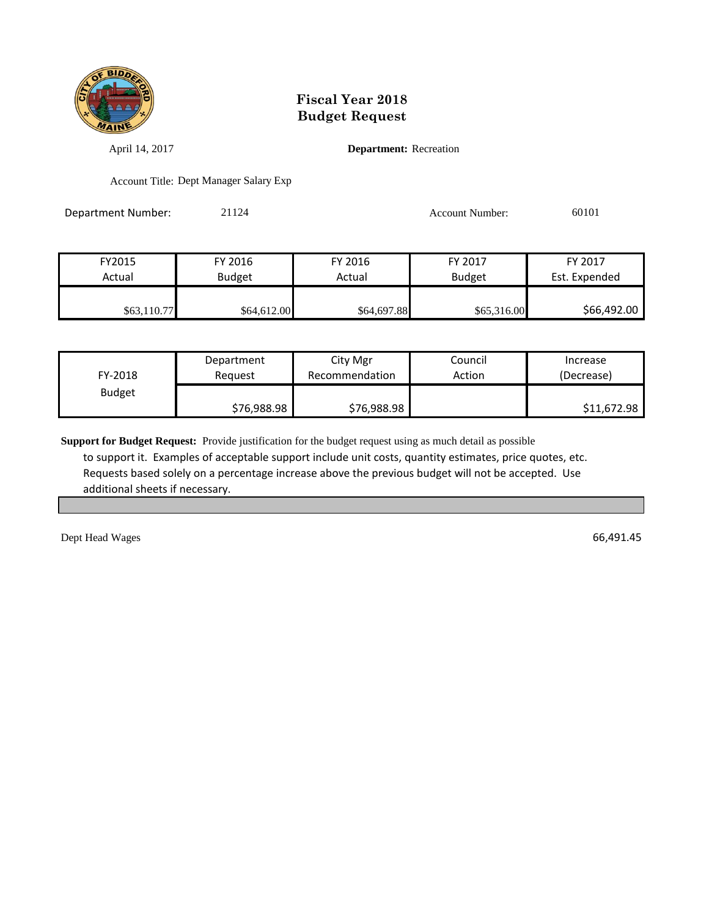# Fiscal Year 2018
# Budget Request

April 14, 2017 **Department:** Recreation

Account Title: Dept Manager Salary Exp

Department Number: 21124 Account Number: 60101

| FY2015 Actual | FY 2016 Budget | FY 2016 Actual | FY 2017 Budget | FY 2017 Est. Expended |
|---|---|---|---|---|
| $63,110.77 | $64,612.00 | $64,697.88 | $65,316.00 | $66,492.00 |

| FY-2018 Budget | Department Request | City Mgr Recommendation | Council Action | Increase (Decrease) |
|---|---|---|---|---|
| | $76,988.98 | $76,988.98 | | $11,672.98 |

**Support for Budget Request:** Provide justification for the budget request using as much detail as possible to support it. Examples of acceptable support include unit costs, quantity estimates, price quotes, etc. Requests based solely on a percentage increase above the previous budget will not be accepted. Use additional sheets if necessary.

Dept Head Wages 66,491.45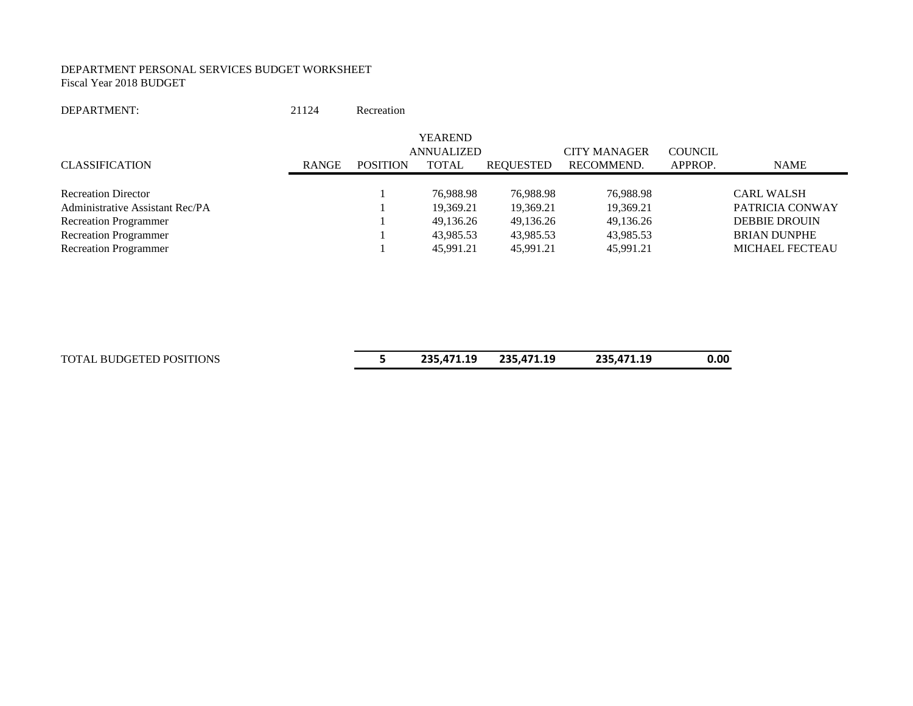DEPARTMENT PERSONAL SERVICES BUDGET WORKSHEET
Fiscal Year 2018 BUDGET

DEPARTMENT: 21124 Recreation

| CLASSIFICATION | RANGE | POSITION | YEAREND ANNUALIZED TOTAL | REQUESTED | CITY MANAGER RECOMMEND. | COUNCIL APPROP. | NAME |
|---|---|---|---|---|---|---|---|
| Recreation Director | | 1 | 76,988.98 | 76,988.98 | 76,988.98 | | CARL WALSH |
| Administrative Assistant Rec/PA | | 1 | 19,369.21 | 19,369.21 | 19,369.21 | | PATRICIA CONWAY |
| Recreation Programmer | | 1 | 49,136.26 | 49,136.26 | 49,136.26 | | DEBBIE DROUIN |
| Recreation Programmer | | 1 | 43,985.53 | 43,985.53 | 43,985.53 | | BRIAN DUNPHE |
| Recreation Programmer | | 1 | 45,991.21 | 45,991.21 | 45,991.21 | | MICHAEL FECTEAU |
| TOTAL BUDGETED POSITIONS | | **5** | **235,471.19** | **235,471.19** | **235,471.19** | **0.00** | |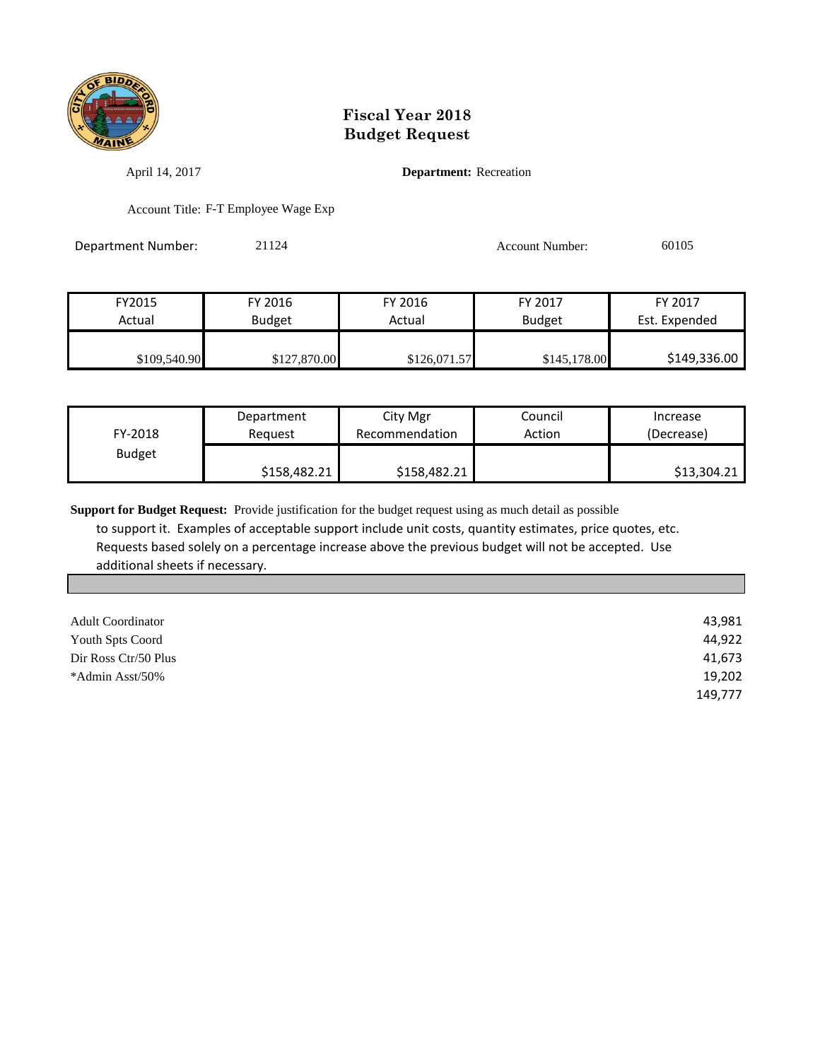# Fiscal Year 2018
# Budget Request

April 14, 2017

**Department:** Recreation

Account Title: F-T Employee Wage Exp

Department Number: 21124

Account Number: 60105

| FY2015 Actual | FY 2016 Budget | FY 2016 Actual | FY 2017 Budget | FY 2017 Est. Expended |
|---|---|---|---|---|
| $109,540.90 | $127,870.00 | $126,071.57 | $145,178.00 | $149,336.00 |

| FY-2018 Budget | Department Request | City Mgr Recommendation | Council Action | Increase (Decrease) |
|---|---|---|---|---|
| | $158,482.21 | $158,482.21 | | $13,304.21 |

**Support for Budget Request:** Provide justification for the budget request using as much detail as possible to support it. Examples of acceptable support include unit costs, quantity estimates, price quotes, etc. Requests based solely on a percentage increase above the previous budget will not be accepted. Use additional sheets if necessary.

| | |
|---|---|
| Adult Coordinator | 43,981 |
| Youth Spts Coord | 44,922 |
| Dir Ross Ctr/50 Plus | 41,673 |
| *Admin Asst/50% | 19,202 |
| | 149,777 |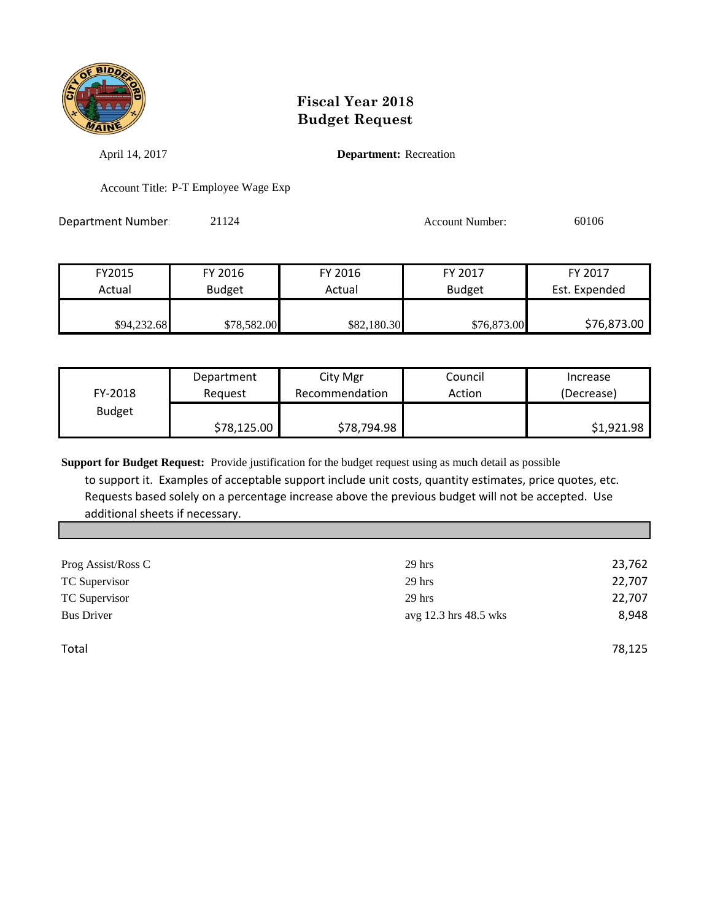# Fiscal Year 2018
# Budget Request

April 14, 2017

**Department:** Recreation

Account Title: P-T Employee Wage Exp

Department Number: 21124

Account Number: 60106

| FY2015 Actual | FY 2016 Budget | FY 2016 Actual | FY 2017 Budget | FY 2017 Est. Expended |
|---|---|---|---|---|
| $94,232.68 | $78,582.00 | $82,180.30 | $76,873.00 | $76,873.00 |

| FY-2018 Budget | Department Request | City Mgr Recommendation | Council Action | Increase (Decrease) |
|---|---|---|---|---|
| | $78,125.00 | $78,794.98 | | $1,921.98 |

**Support for Budget Request:** Provide justification for the budget request using as much detail as possible to support it. Examples of acceptable support include unit costs, quantity estimates, price quotes, etc. Requests based solely on a percentage increase above the previous budget will not be accepted. Use additional sheets if necessary.

| | | |
|---|---|---|
| Prog Assist/Ross C | 29 hrs | 23,762 |
| TC Supervisor | 29 hrs | 22,707 |
| TC Supervisor | 29 hrs | 22,707 |
| Bus Driver | avg 12.3 hrs 48.5 wks | 8,948 |
| Total | | 78,125 |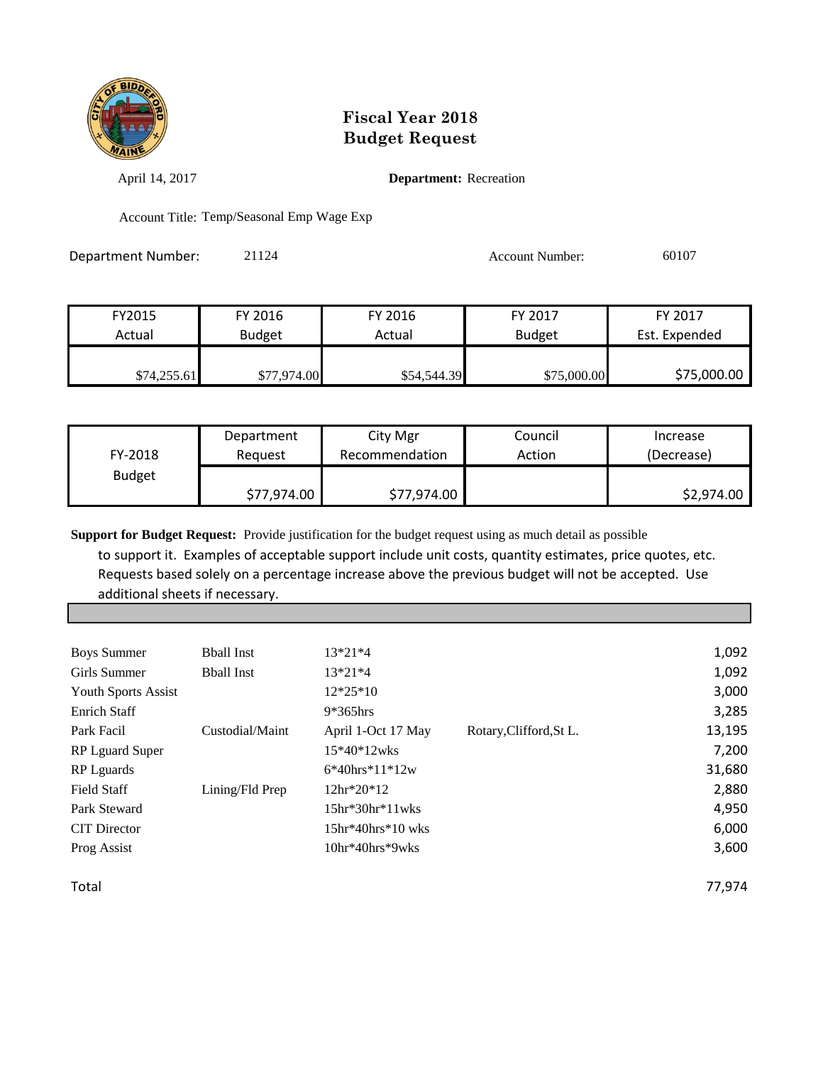# Fiscal Year 2018 Budget Request

April 14, 2017

**Department:** Recreation

Account Title: Temp/Seasonal Emp Wage Exp

Department Number: 21124

Account Number: 60107

| FY2015 Actual | FY 2016 Budget | FY 2016 Actual | FY 2017 Budget | FY 2017 Est. Expended |
|---|---|---|---|---|
| $74,255.61 | $77,974.00 | $54,544.39 | $75,000.00 | $75,000.00 |

| FY-2018 Budget | Department Request | City Mgr Recommendation | Council Action | Increase (Decrease) |
|---|---|---|---|---|
| | $77,974.00 | $77,974.00 | | $2,974.00 |

**Support for Budget Request:** Provide justification for the budget request using as much detail as possible to support it. Examples of acceptable support include unit costs, quantity estimates, price quotes, etc. Requests based solely on a percentage increase above the previous budget will not be accepted. Use additional sheets if necessary.

| | | | | |
|---|---|---|---|---|
| Boys Summer | Bball Inst | 13*21*4 | | 1,092 |
| Girls Summer | Bball Inst | 13*21*4 | | 1,092 |
| Youth Sports Assist | | 12*25*10 | | 3,000 |
| Enrich Staff | | 9*365hrs | | 3,285 |
| Park Facil | Custodial/Maint | April 1-Oct 17 May | Rotary,Clifford,St L. | 13,195 |
| RP Lguard Super | | 15*40*12wks | | 7,200 |
| RP Lguards | | 6*40hrs*11*12w | | 31,680 |
| Field Staff | Lining/Fld Prep | 12hr*20*12 | | 2,880 |
| Park Steward | | 15hr*30hr*11wks | | 4,950 |
| CIT Director | | 15hr*40hrs*10 wks | | 6,000 |
| Prog Assist | | 10hr*40hrs*9wks | | 3,600 |
| Total | | | | 77,974 |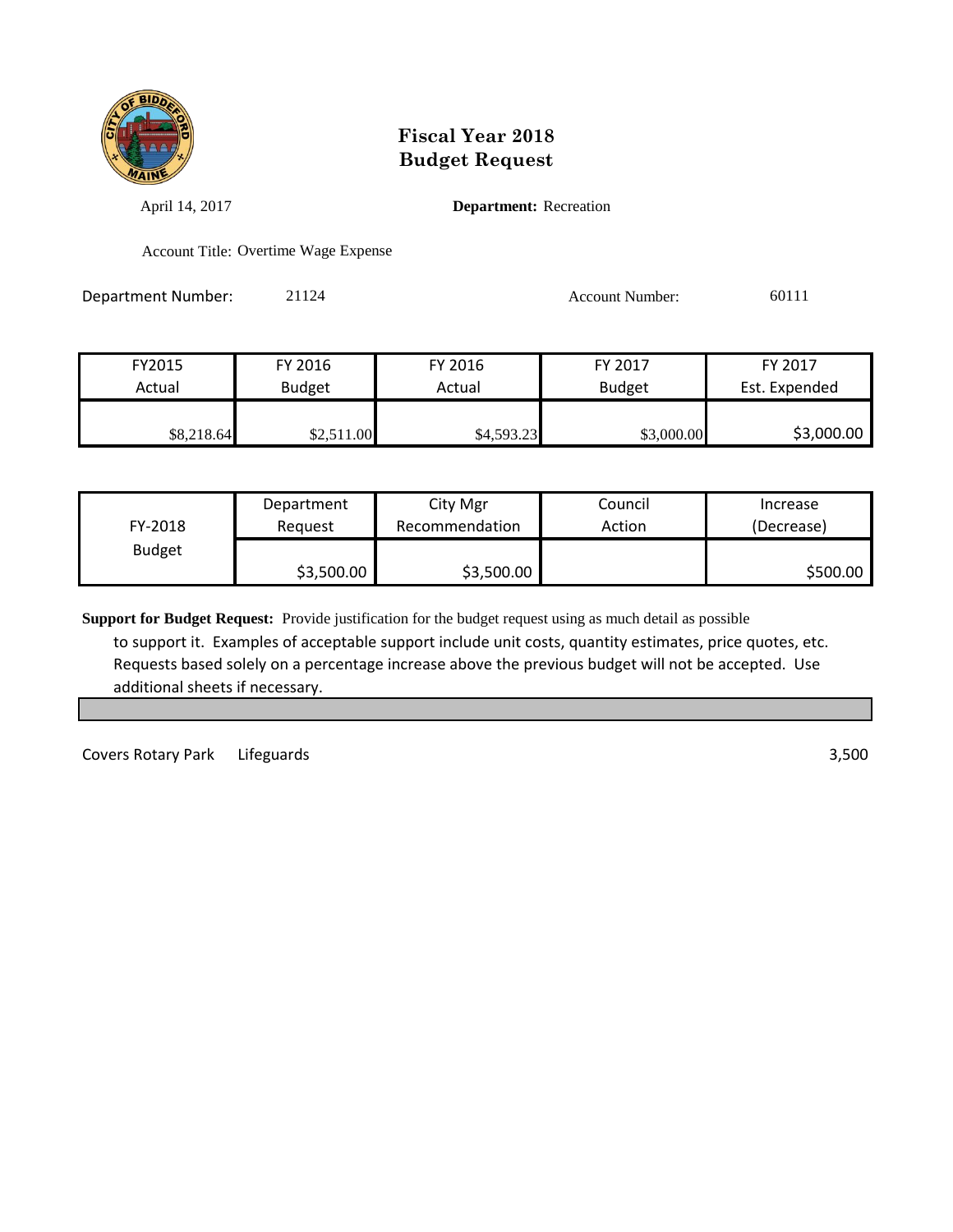# Fiscal Year 2018
# Budget Request

April 14, 2017

**Department:** Recreation

Account Title: Overtime Wage Expense

Department Number: 21124

Account Number: 60111

| FY2015 Actual | FY 2016 Budget | FY 2016 Actual | FY 2017 Budget | FY 2017 Est. Expended |
|---|---|---|---|---|
| $8,218.64 | $2,511.00 | $4,593.23 | $3,000.00 | $3,000.00 |

| FY-2018 Budget | Department Request | City Mgr Recommendation | Council Action | Increase (Decrease) |
|---|---|---|---|---|
| | $3,500.00 | $3,500.00 | | $500.00 |

**Support for Budget Request:** Provide justification for the budget request using as much detail as possible to support it. Examples of acceptable support include unit costs, quantity estimates, price quotes, etc. Requests based solely on a percentage increase above the previous budget will not be accepted. Use additional sheets if necessary.

| | | |
|---|---|---|
| Covers Rotary Park | Lifeguards | 3,500 |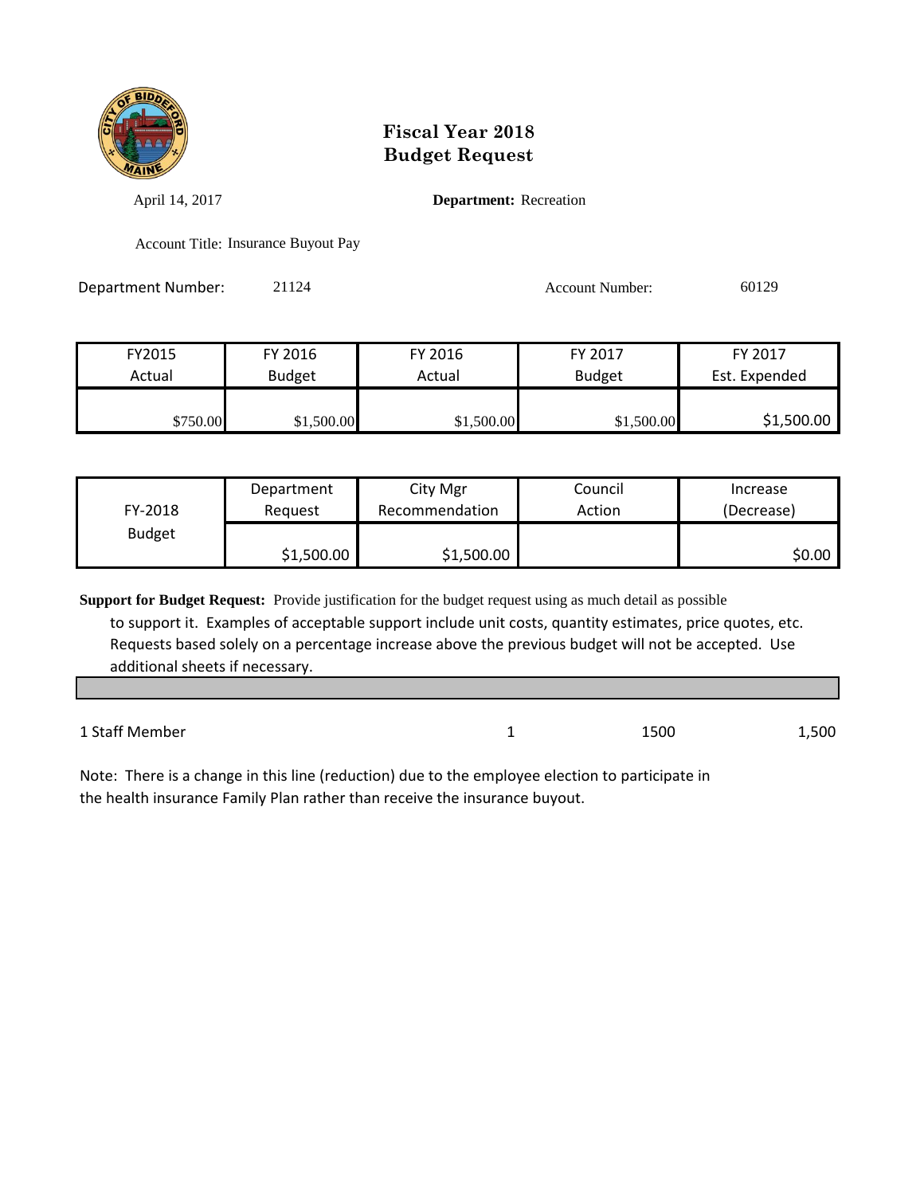# Fiscal Year 2018
# Budget Request

April 14, 2017

**Department:** Recreation

Account Title: Insurance Buyout Pay

Department Number: 21124

Account Number: 60129

| FY2015 Actual | FY 2016 Budget | FY 2016 Actual | FY 2017 Budget | FY 2017 Est. Expended |
|---|---|---|---|---|
| $750.00 | $1,500.00 | $1,500.00 | $1,500.00 | $1,500.00 |

| FY-2018 Budget | Department Request | City Mgr Recommendation | Council Action | Increase (Decrease) |
|---|---|---|---|---|
| | $1,500.00 | $1,500.00 | | $0.00 |

**Support for Budget Request:** Provide justification for the budget request using as much detail as possible to support it. Examples of acceptable support include unit costs, quantity estimates, price quotes, etc. Requests based solely on a percentage increase above the previous budget will not be accepted. Use additional sheets if necessary.

| | | | |
|---|---|---|---|
| 1 Staff Member | 1 | 1500 | 1,500 |

Note: There is a change in this line (reduction) due to the employee election to participate in the health insurance Family Plan rather than receive the insurance buyout.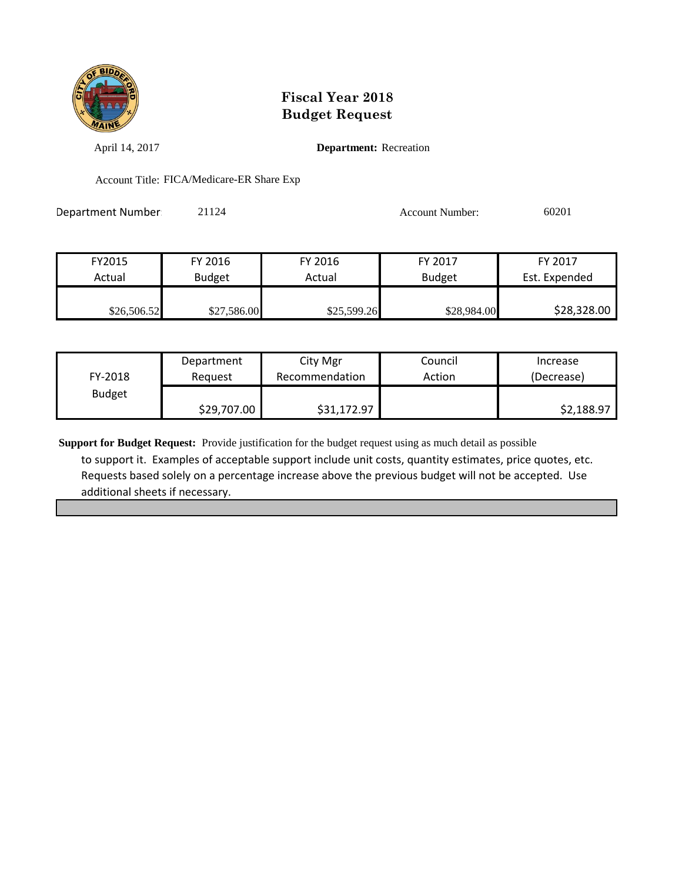# Fiscal Year 2018
# Budget Request

April 14, 2017

**Department:** Recreation

Account Title: FICA/Medicare-ER Share Exp

Department Number: 21124

Account Number: 60201

| FY2015 Actual | FY 2016 Budget | FY 2016 Actual | FY 2017 Budget | FY 2017 Est. Expended |
|---|---|---|---|---|
| $26,506.52 | $27,586.00 | $25,599.26 | $28,984.00 | $28,328.00 |

| FY-2018 Budget | Department Request | City Mgr Recommendation | Council Action | Increase (Decrease) |
|---|---|---|---|---|
| | $29,707.00 | $31,172.97 | | $2,188.97 |

**Support for Budget Request:** Provide justification for the budget request using as much detail as possible to support it. Examples of acceptable support include unit costs, quantity estimates, price quotes, etc. Requests based solely on a percentage increase above the previous budget will not be accepted. Use additional sheets if necessary.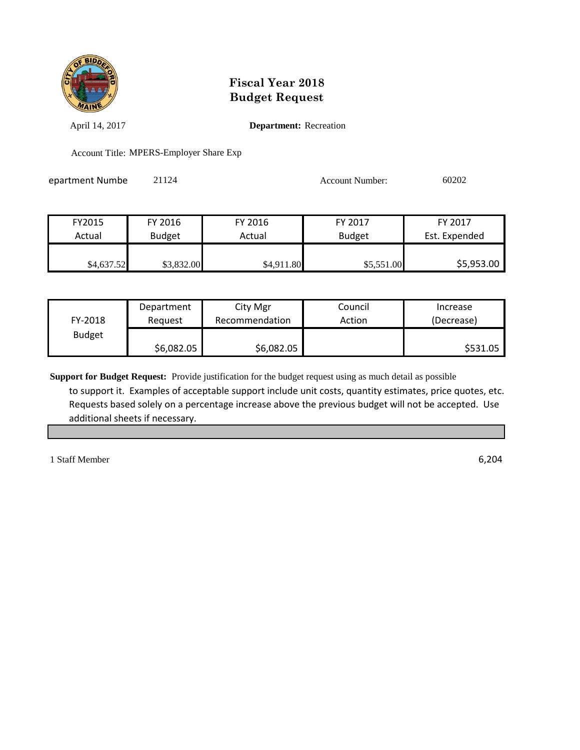# Fiscal Year 2018
# Budget Request

April 14, 2017

**Department:** Recreation

Account Title: MPERS-Employer Share Exp

epartment Numbe 21124

Account Number: 60202

| FY2015 Actual | FY 2016 Budget | FY 2016 Actual | FY 2017 Budget | FY 2017 Est. Expended |
|---|---|---|---|---|
| $4,637.52 | $3,832.00 | $4,911.80 | $5,551.00 | $5,953.00 |

| FY-2018 Budget | Department Request | City Mgr Recommendation | Council Action | Increase (Decrease) |
|---|---|---|---|---|
| | $6,082.05 | $6,082.05 | | $531.05 |

**Support for Budget Request:** Provide justification for the budget request using as much detail as possible to support it. Examples of acceptable support include unit costs, quantity estimates, price quotes, etc. Requests based solely on a percentage increase above the previous budget will not be accepted. Use additional sheets if necessary.

1 Staff Member 6,204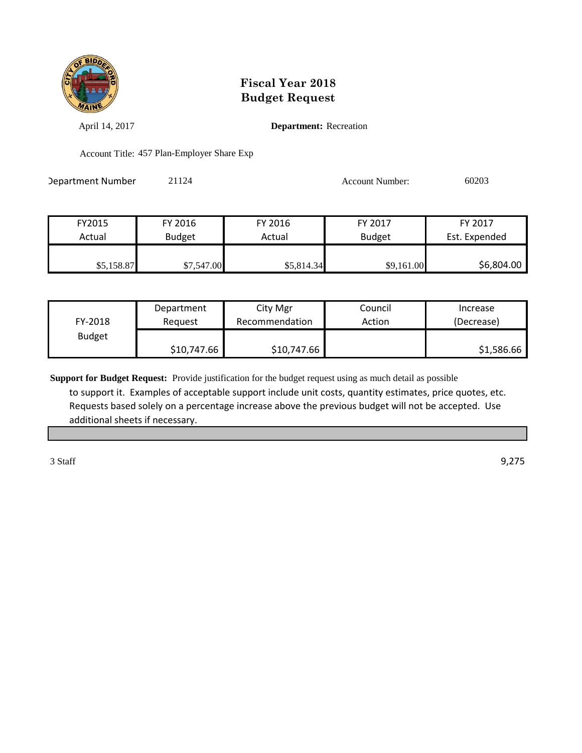# Fiscal Year 2018
# Budget Request

April 14, 2017 **Department:** Recreation

Account Title: 457 Plan-Employer Share Exp

Department Number 21124 Account Number: 60203

| FY2015 Actual | FY 2016 Budget | FY 2016 Actual | FY 2017 Budget | FY 2017 Est. Expended |
|---|---|---|---|---|
| $5,158.87 | $7,547.00 | $5,814.34 | $9,161.00 | $6,804.00 |

| FY-2018 Budget | Department Request | City Mgr Recommendation | Council Action | Increase (Decrease) |
|---|---|---|---|---|
| | $10,747.66 | $10,747.66 | | $1,586.66 |

**Support for Budget Request:** Provide justification for the budget request using as much detail as possible to support it. Examples of acceptable support include unit costs, quantity estimates, price quotes, etc. Requests based solely on a percentage increase above the previous budget will not be accepted. Use additional sheets if necessary.

3 Staff 9,275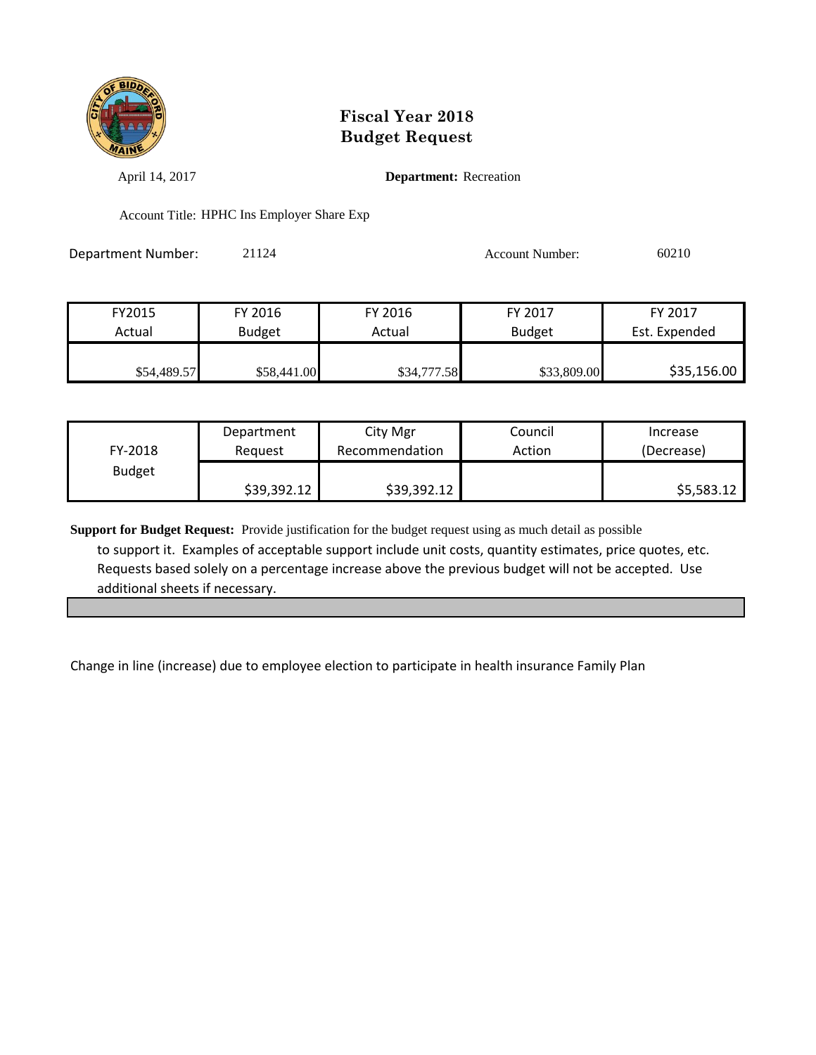# Fiscal Year 2018
# Budget Request

April 14, 2017

**Department:** Recreation

Account Title: HPHC Ins Employer Share Exp

Department Number: 21124

Account Number: 60210

| FY2015 Actual | FY 2016 Budget | FY 2016 Actual | FY 2017 Budget | FY 2017 Est. Expended |
|---|---|---|---|---|
| $54,489.57 | $58,441.00 | $34,777.58 | $33,809.00 | $35,156.00 |

| FY-2018 Budget | Department Request | City Mgr Recommendation | Council Action | Increase (Decrease) |
|---|---|---|---|---|
| | $39,392.12 | $39,392.12 | | $5,583.12 |

**Support for Budget Request:** Provide justification for the budget request using as much detail as possible to support it. Examples of acceptable support include unit costs, quantity estimates, price quotes, etc. Requests based solely on a percentage increase above the previous budget will not be accepted. Use additional sheets if necessary.

Change in line (increase) due to employee election to participate in health insurance Family Plan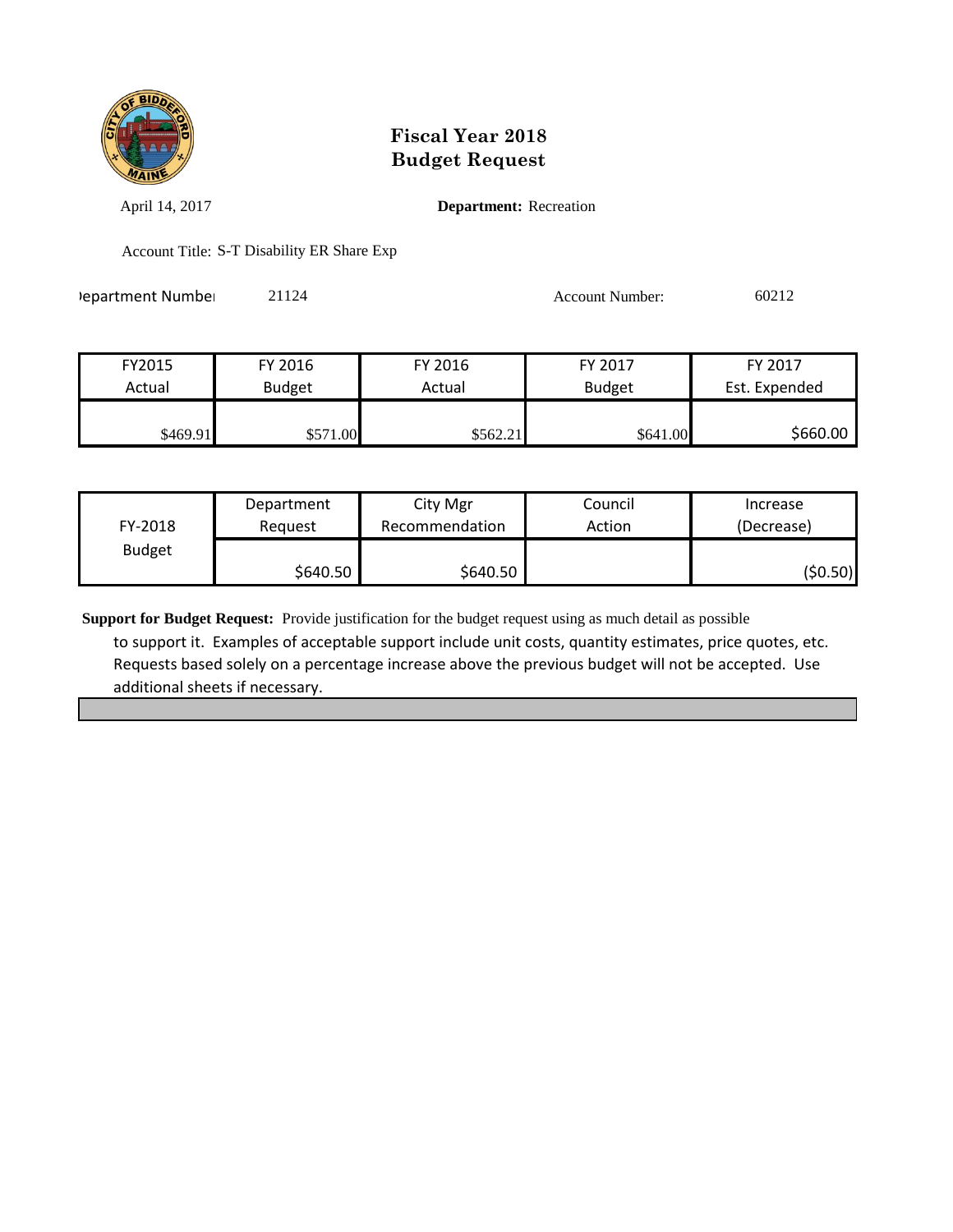# Fiscal Year 2018
# Budget Request

April 14, 2017 **Department:** Recreation

Account Title: S-T Disability ER Share Exp

Department Number 21124 Account Number: 60212

| FY2015 Actual | FY 2016 Budget | FY 2016 Actual | FY 2017 Budget | FY 2017 Est. Expended |
|---|---|---|---|---|
| $469.91 | $571.00 | $562.21 | $641.00 | $660.00 |

| FY-2018 Budget | Department Request | City Mgr Recommendation | Council Action | Increase (Decrease) |
|---|---|---|---|---|
| | $640.50 | $640.50 | | ($0.50) |

**Support for Budget Request:** Provide justification for the budget request using as much detail as possible to support it. Examples of acceptable support include unit costs, quantity estimates, price quotes, etc. Requests based solely on a percentage increase above the previous budget will not be accepted. Use additional sheets if necessary.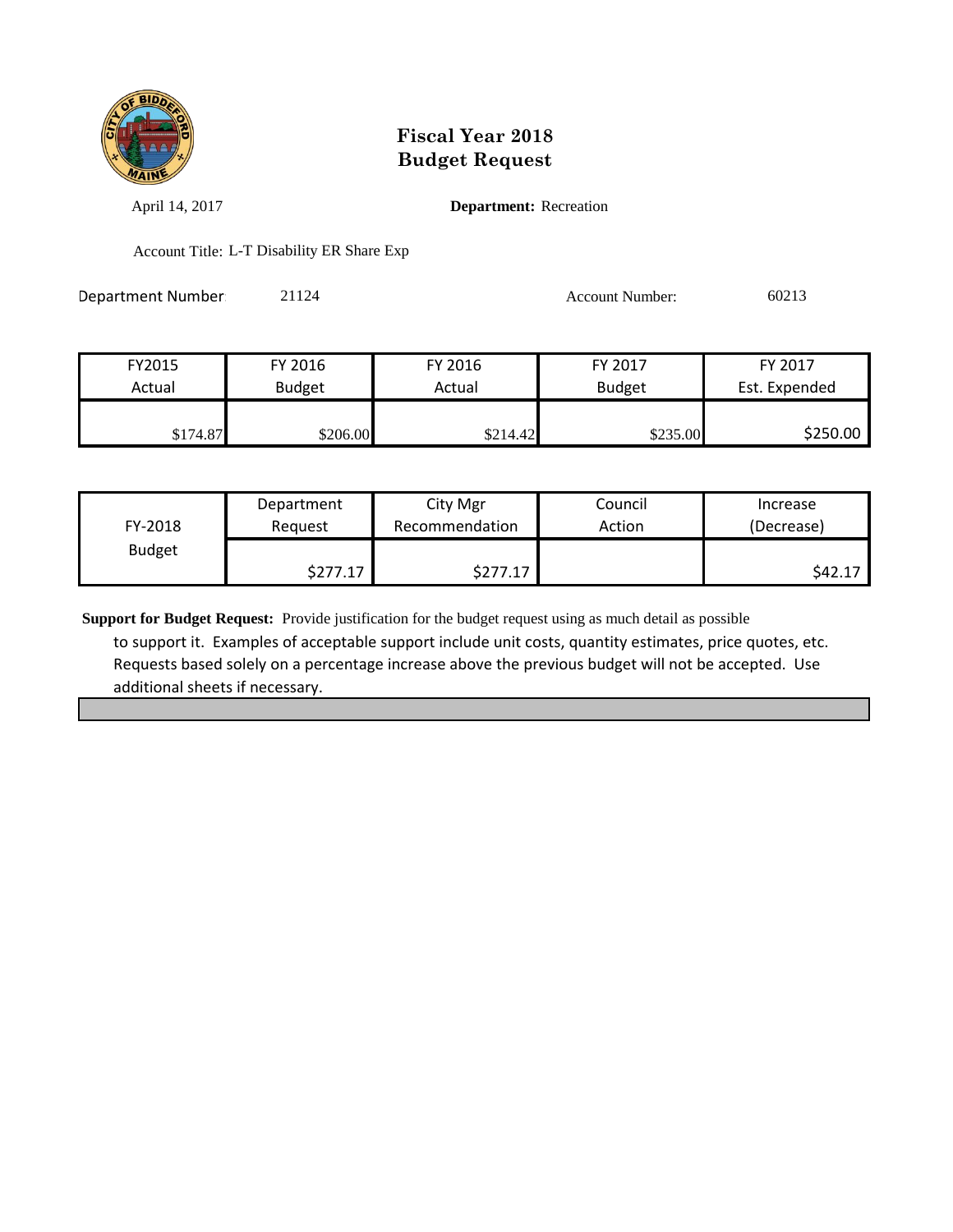# Fiscal Year 2018
# Budget Request

April 14, 2017

**Department:** Recreation

Account Title: L-T Disability ER Share Exp

Department Number: 21124

Account Number: 60213

| FY2015 Actual | FY 2016 Budget | FY 2016 Actual | FY 2017 Budget | FY 2017 Est. Expended |
|---|---|---|---|---|
| $174.87 | $206.00 | $214.42 | $235.00 | $250.00 |

| FY-2018 Budget | Department Request | City Mgr Recommendation | Council Action | Increase (Decrease) |
|---|---|---|---|---|
| | $277.17 | $277.17 | | $42.17 |

**Support for Budget Request:** Provide justification for the budget request using as much detail as possible to support it. Examples of acceptable support include unit costs, quantity estimates, price quotes, etc. Requests based solely on a percentage increase above the previous budget will not be accepted. Use additional sheets if necessary.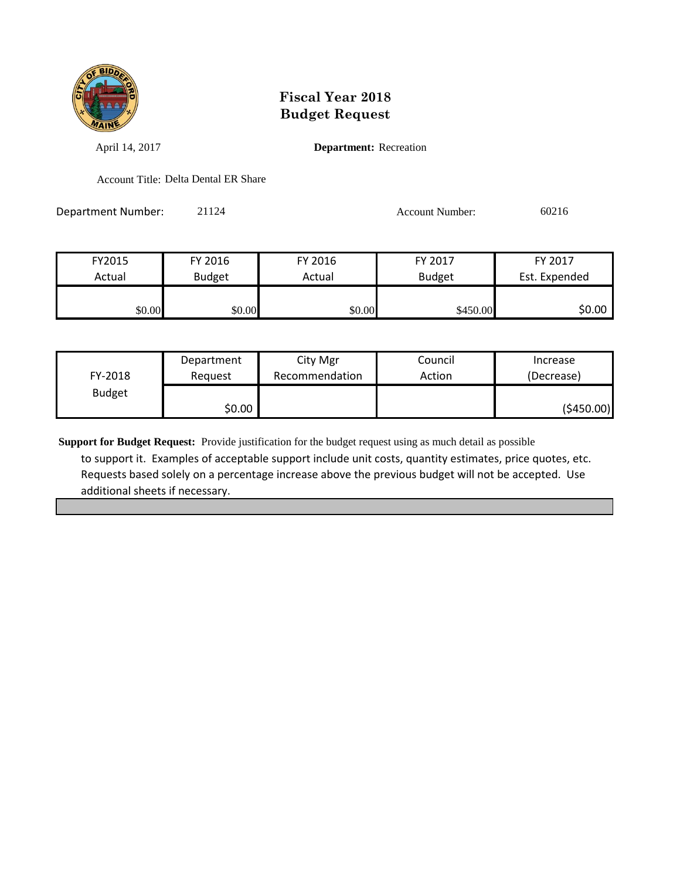# Fiscal Year 2018
# Budget Request

April 14, 2017

**Department:** Recreation

Account Title: Delta Dental ER Share

Department Number: 21124

Account Number: 60216

| FY2015 Actual | FY 2016 Budget | FY 2016 Actual | FY 2017 Budget | FY 2017 Est. Expended |
|---|---|---|---|---|
| $0.00 | $0.00 | $0.00 | $450.00 | $0.00 |

| FY-2018 Budget | Department Request | City Mgr Recommendation | Council Action | Increase (Decrease) |
|---|---|---|---|---|
| | $0.00 | | | ($450.00) |

**Support for Budget Request:** Provide justification for the budget request using as much detail as possible to support it. Examples of acceptable support include unit costs, quantity estimates, price quotes, etc. Requests based solely on a percentage increase above the previous budget will not be accepted. Use additional sheets if necessary.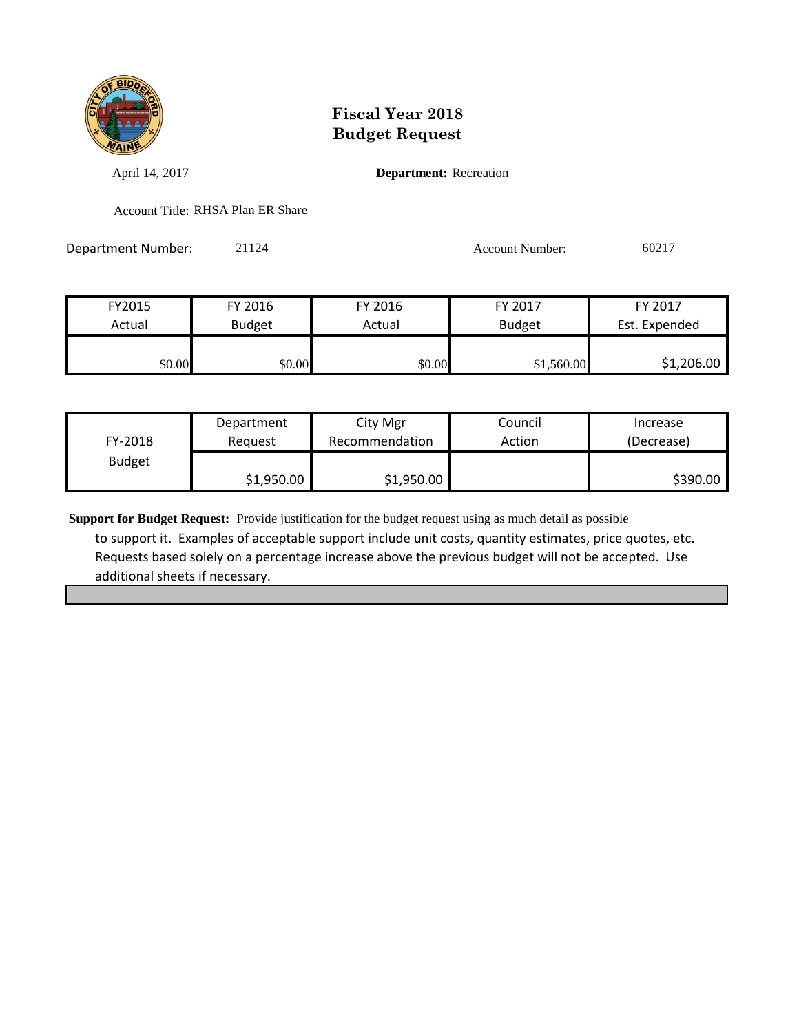# Fiscal Year 2018
# Budget Request

April 14, 2017

**Department:** Recreation

Account Title: RHSA Plan ER Share

Department Number: 21124

Account Number: 60217

| FY2015 Actual | FY 2016 Budget | FY 2016 Actual | FY 2017 Budget | FY 2017 Est. Expended |
|---|---|---|---|---|
| $0.00 | $0.00 | $0.00 | $1,560.00 | $1,206.00 |

| FY-2018 Budget | Department Request | City Mgr Recommendation | Council Action | Increase (Decrease) |
|---|---|---|---|---|
| | $1,950.00 | $1,950.00 | | $390.00 |

**Support for Budget Request:** Provide justification for the budget request using as much detail as possible to support it. Examples of acceptable support include unit costs, quantity estimates, price quotes, etc. Requests based solely on a percentage increase above the previous budget will not be accepted. Use additional sheets if necessary.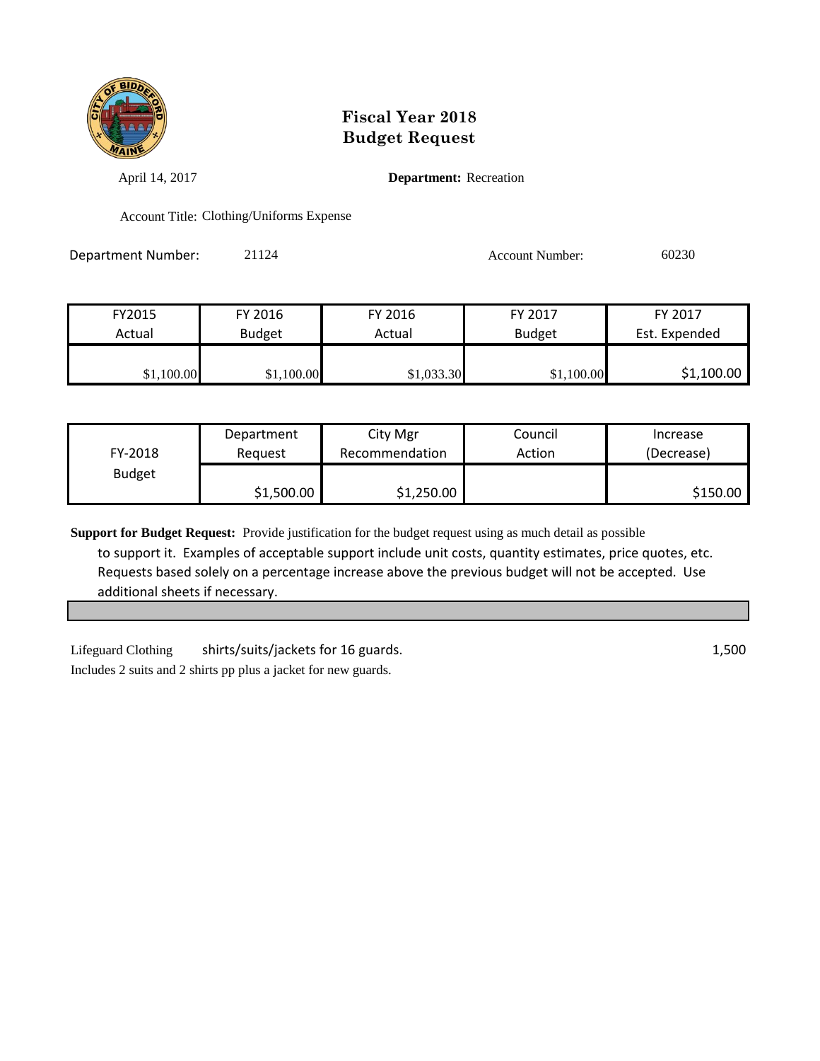# Fiscal Year 2018
# Budget Request

April 14, 2017

**Department:** Recreation

Account Title: Clothing/Uniforms Expense

Department Number: 21124

Account Number: 60230

| FY2015 Actual | FY 2016 Budget | FY 2016 Actual | FY 2017 Budget | FY 2017 Est. Expended |
|---|---|---|---|---|
| $1,100.00 | $1,100.00 | $1,033.30 | $1,100.00 | $1,100.00 |

| FY-2018 Budget | Department Request | City Mgr Recommendation | Council Action | Increase (Decrease) |
|---|---|---|---|---|
| | $1,500.00 | $1,250.00 | | $150.00 |

**Support for Budget Request:** Provide justification for the budget request using as much detail as possible to support it. Examples of acceptable support include unit costs, quantity estimates, price quotes, etc. Requests based solely on a percentage increase above the previous budget will not be accepted. Use additional sheets if necessary.

| | | |
|---|---|---|
| Lifeguard Clothing | shirts/suits/jackets for 16 guards. | 1,500 |

Includes 2 suits and 2 shirts pp plus a jacket for new guards.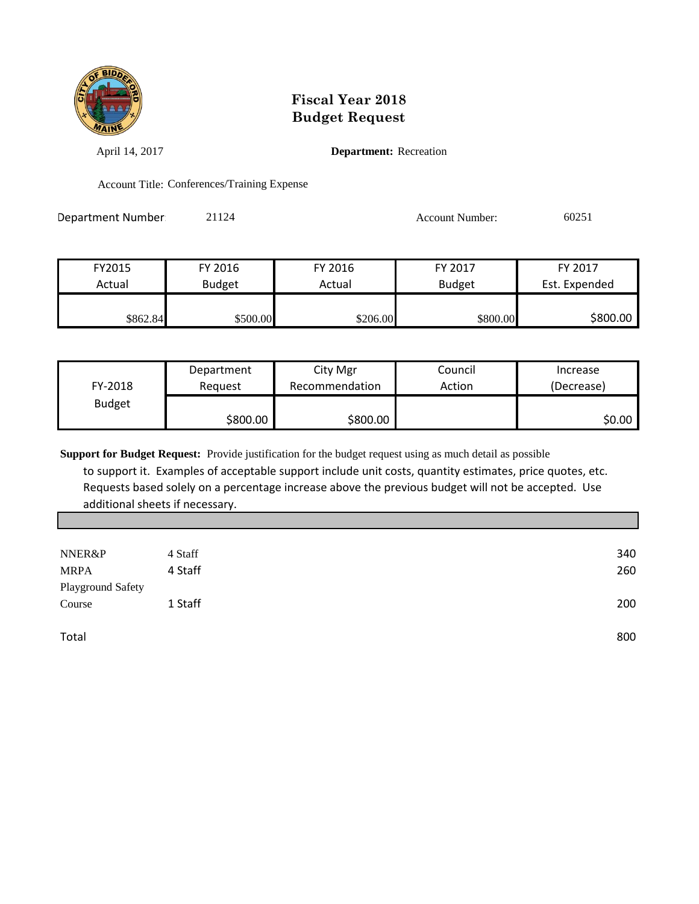# Fiscal Year 2018
# Budget Request

April 14, 2017

**Department:** Recreation

Account Title: Conferences/Training Expense

Department Number: 21124

Account Number: 60251

| FY2015 Actual | FY 2016 Budget | FY 2016 Actual | FY 2017 Budget | FY 2017 Est. Expended |
|---|---|---|---|---|
| $862.84 | $500.00 | $206.00 | $800.00 | $800.00 |

| FY-2018 Budget | Department Request | City Mgr Recommendation | Council Action | Increase (Decrease) |
|---|---|---|---|---|
| | $800.00 | $800.00 | | $0.00 |

**Support for Budget Request:** Provide justification for the budget request using as much detail as possible to support it. Examples of acceptable support include unit costs, quantity estimates, price quotes, etc. Requests based solely on a percentage increase above the previous budget will not be accepted. Use additional sheets if necessary.

| | | |
|---|---|---|
| NNER&P | 4 Staff | 340 |
| MRPA | 4 Staff | 260 |
| Playground Safety Course | 1 Staff | 200 |
| Total | | 800 |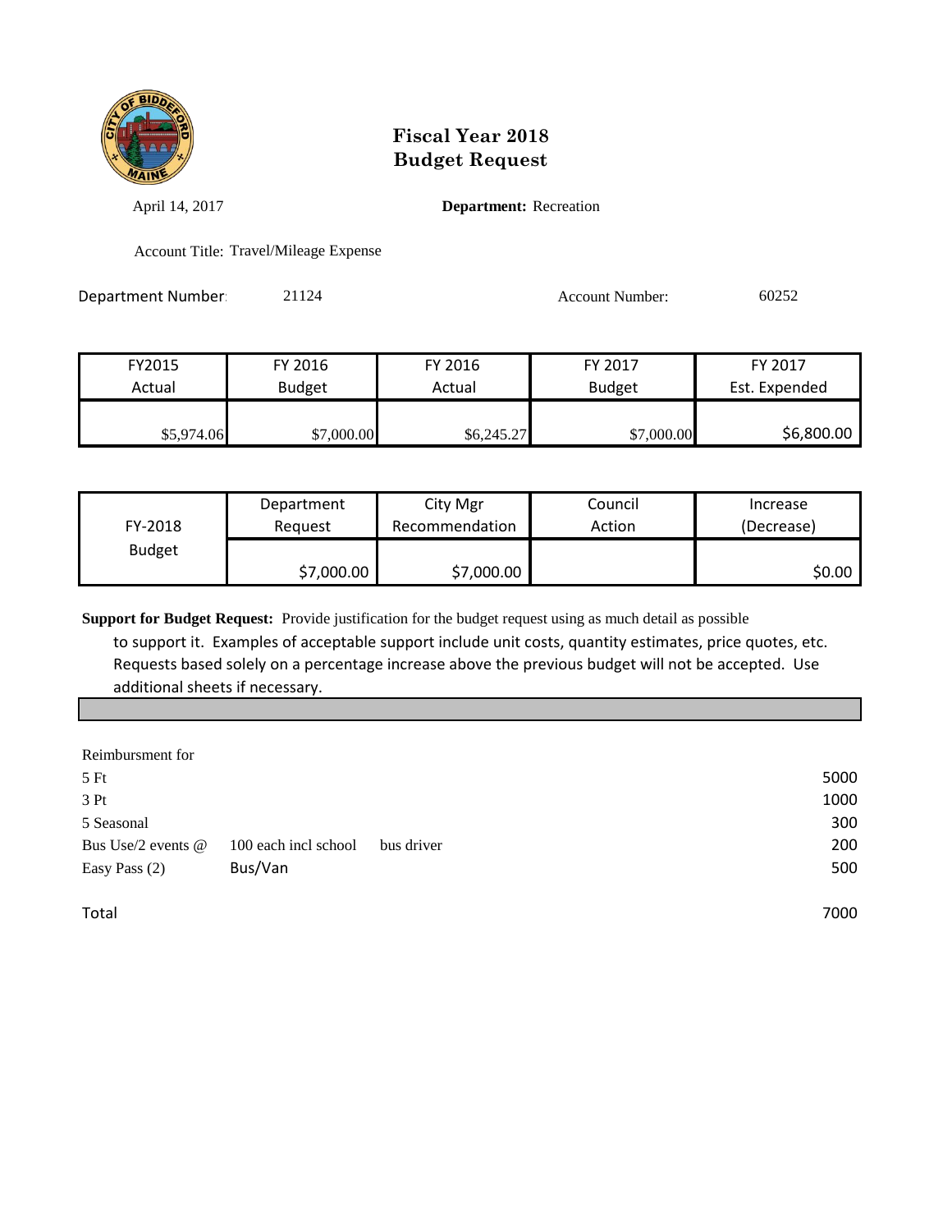# Fiscal Year 2018
# Budget Request

April 14, 2017 **Department:** Recreation

Account Title: Travel/Mileage Expense

Department Number: 21124 Account Number: 60252

| FY2015 Actual | FY 2016 Budget | FY 2016 Actual | FY 2017 Budget | FY 2017 Est. Expended |
|---|---|---|---|---|
| $5,974.06 | $7,000.00 | $6,245.27 | $7,000.00 | $6,800.00 |

| FY-2018 Budget | Department Request | City Mgr Recommendation | Council Action | Increase (Decrease) |
|---|---|---|---|---|
| | $7,000.00 | $7,000.00 | | $0.00 |

**Support for Budget Request:** Provide justification for the budget request using as much detail as possible to support it. Examples of acceptable support include unit costs, quantity estimates, price quotes, etc. Requests based solely on a percentage increase above the previous budget will not be accepted. Use additional sheets if necessary.

| Reimbursment for | | | |
|---|---|---|---|
| 5 Ft | | | 5000 |
| 3 Pt | | | 1000 |
| 5 Seasonal | | | 300 |
| Bus Use/2 events @ | 100 each incl school | bus driver | 200 |
| Easy Pass (2) | Bus/Van | | 500 |
| Total | | | 7000 |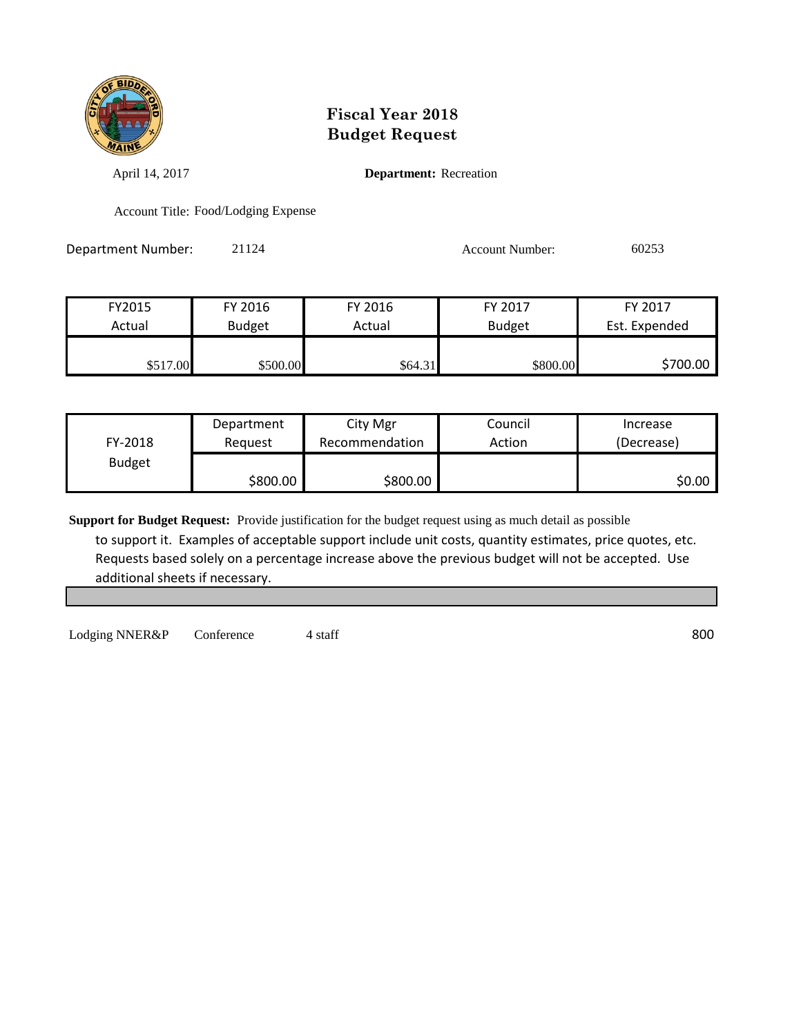# Fiscal Year 2018
# Budget Request

April 14, 2017 **Department:** Recreation

Account Title: Food/Lodging Expense

Department Number: 21124 Account Number: 60253

| FY2015 Actual | FY 2016 Budget | FY 2016 Actual | FY 2017 Budget | FY 2017 Est. Expended |
|---|---|---|---|---|
| $517.00 | $500.00 | $64.31 | $800.00 | $700.00 |

| FY-2018 Budget | Department Request | City Mgr Recommendation | Council Action | Increase (Decrease) |
|---|---|---|---|---|
| | $800.00 | $800.00 | | $0.00 |

**Support for Budget Request:** Provide justification for the budget request using as much detail as possible to support it. Examples of acceptable support include unit costs, quantity estimates, price quotes, etc. Requests based solely on a percentage increase above the previous budget will not be accepted. Use additional sheets if necessary.

| | | | |
|---|---|---|---|
| Lodging NNER&P | Conference | 4 staff | 800 |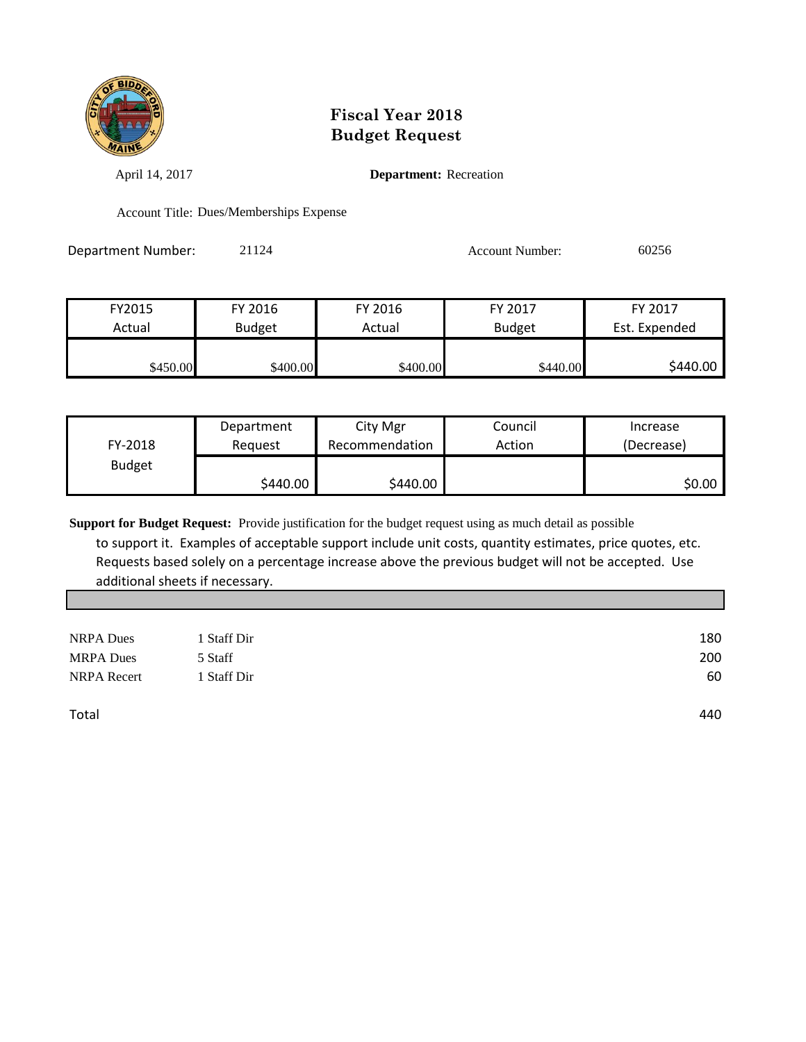# Fiscal Year 2018
# Budget Request

April 14, 2017

**Department:** Recreation

Account Title: Dues/Memberships Expense

Department Number: 21124

Account Number: 60256

| FY2015 Actual | FY 2016 Budget | FY 2016 Actual | FY 2017 Budget | FY 2017 Est. Expended |
|---|---|---|---|---|
| $450.00 | $400.00 | $400.00 | $440.00 | $440.00 |

| FY-2018 Budget | Department Request | City Mgr Recommendation | Council Action | Increase (Decrease) |
|---|---|---|---|---|
| | $440.00 | $440.00 | | $0.00 |

**Support for Budget Request:** Provide justification for the budget request using as much detail as possible to support it. Examples of acceptable support include unit costs, quantity estimates, price quotes, etc. Requests based solely on a percentage increase above the previous budget will not be accepted. Use additional sheets if necessary.

| | | |
|---|---|---|
| NRPA Dues | 1 Staff Dir | 180 |
| MRPA Dues | 5 Staff | 200 |
| NRPA Recert | 1 Staff Dir | 60 |
| | | |
| Total | | 440 |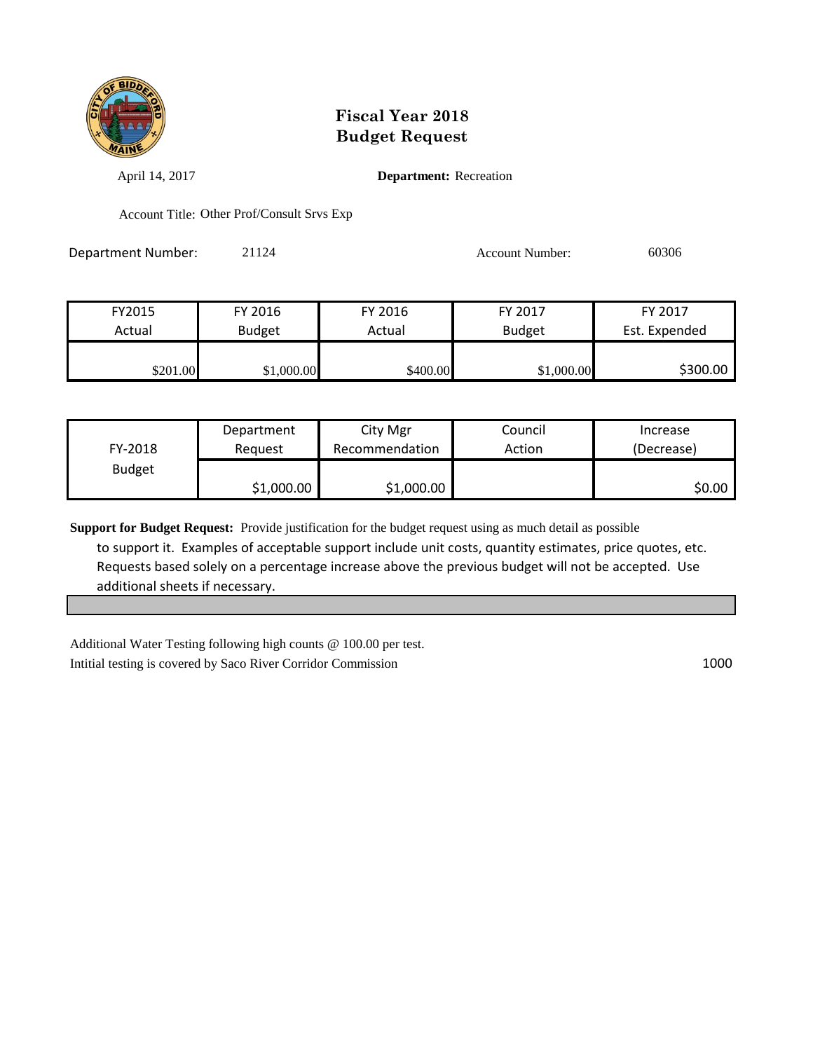# Fiscal Year 2018
# Budget Request

April 14, 2017 **Department:** Recreation

Account Title: Other Prof/Consult Srvs Exp

Department Number: 21124 Account Number: 60306

| FY2015 Actual | FY 2016 Budget | FY 2016 Actual | FY 2017 Budget | FY 2017 Est. Expended |
|---|---|---|---|---|
| $201.00 | $1,000.00 | $400.00 | $1,000.00 | $300.00 |

| FY-2018 Budget | Department Request | City Mgr Recommendation | Council Action | Increase (Decrease) |
|---|---|---|---|---|
| | $1,000.00 | $1,000.00 | | $0.00 |

**Support for Budget Request:** Provide justification for the budget request using as much detail as possible to support it. Examples of acceptable support include unit costs, quantity estimates, price quotes, etc. Requests based solely on a percentage increase above the previous budget will not be accepted. Use additional sheets if necessary.

Additional Water Testing following high counts @ 100.00 per test.
Intitial testing is covered by Saco River Corridor Commission 1000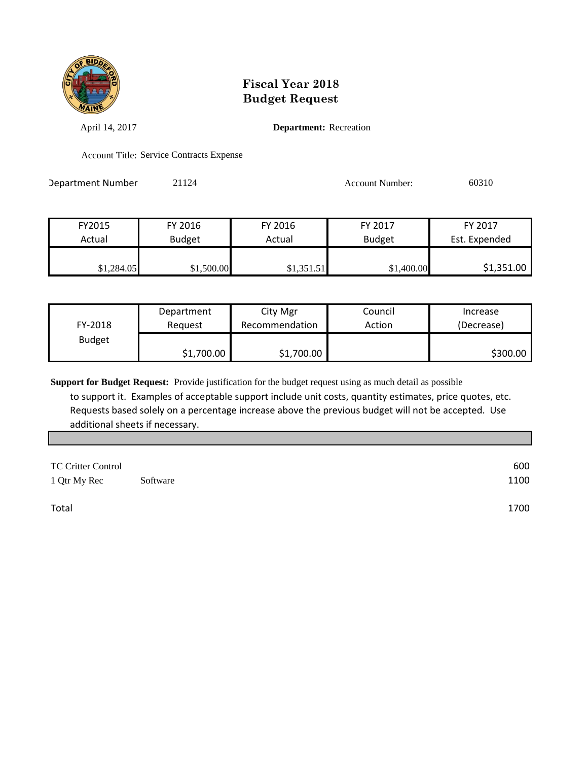# Fiscal Year 2018
# Budget Request

April 14, 2017 **Department:** Recreation

Account Title: Service Contracts Expense

Department Number 21124 Account Number: 60310

| FY2015 Actual | FY 2016 Budget | FY 2016 Actual | FY 2017 Budget | FY 2017 Est. Expended |
|---|---|---|---|---|
| $1,284.05 | $1,500.00 | $1,351.51 | $1,400.00 | $1,351.00 |

| FY-2018 Budget | Department Request | City Mgr Recommendation | Council Action | Increase (Decrease) |
|---|---|---|---|---|
| | $1,700.00 | $1,700.00 | | $300.00 |

**Support for Budget Request:** Provide justification for the budget request using as much detail as possible to support it. Examples of acceptable support include unit costs, quantity estimates, price quotes, etc. Requests based solely on a percentage increase above the previous budget will not be accepted. Use additional sheets if necessary.

| | | |
|---|---|---|
| TC Critter Control | | 600 |
| 1 Qtr My Rec | Software | 1100 |
| Total | | 1700 |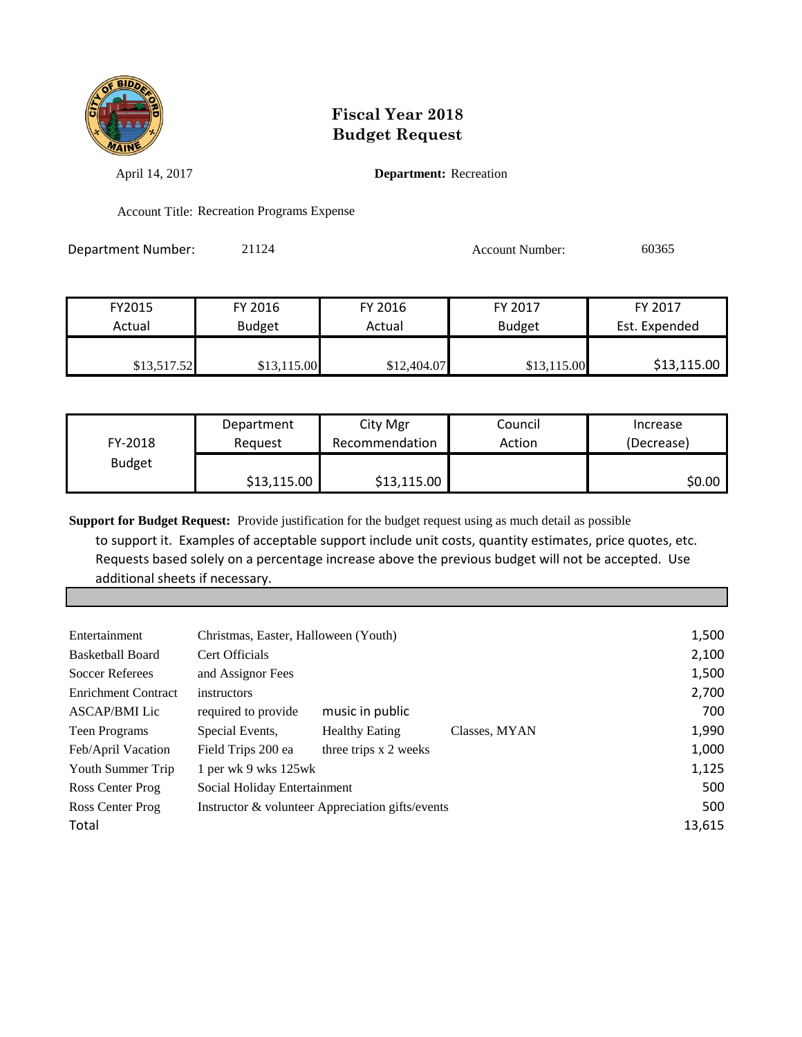# Fiscal Year 2018
# Budget Request

April 14, 2017 **Department:** Recreation

Account Title: Recreation Programs Expense

Department Number: 21124 Account Number: 60365

| FY2015 Actual | FY 2016 Budget | FY 2016 Actual | FY 2017 Budget | FY 2017 Est. Expended |
|---|---|---|---|---|
| $13,517.52 | $13,115.00 | $12,404.07 | $13,115.00 | $13,115.00 |

| FY-2018 Budget | Department Request | City Mgr Recommendation | Council Action | Increase (Decrease) |
|---|---|---|---|---|
| | $13,115.00 | $13,115.00 | | $0.00 |

**Support for Budget Request:** Provide justification for the budget request using as much detail as possible to support it. Examples of acceptable support include unit costs, quantity estimates, price quotes, etc. Requests based solely on a percentage increase above the previous budget will not be accepted. Use additional sheets if necessary.

| | | | | |
|---|---|---|---|---|
| Entertainment | Christmas, Easter, Halloween (Youth) | | | 1,500 |
| Basketball Board | Cert Officials | | | 2,100 |
| Soccer Referees | and Assignor Fees | | | 1,500 |
| Enrichment Contract | instructors | | | 2,700 |
| ASCAP/BMI Lic | required to provide | music in public | | 700 |
| Teen Programs | Special Events, | Healthy Eating | Classes, MYAN | 1,990 |
| Feb/April Vacation | Field Trips 200 ea | three trips x 2 weeks | | 1,000 |
| Youth Summer Trip | 1 per wk 9 wks 125wk | | | 1,125 |
| Ross Center Prog | Social Holiday Entertainment | | | 500 |
| Ross Center Prog | Instructor & volunteer Appreciation gifts/events | | | 500 |
| Total | | | | 13,615 |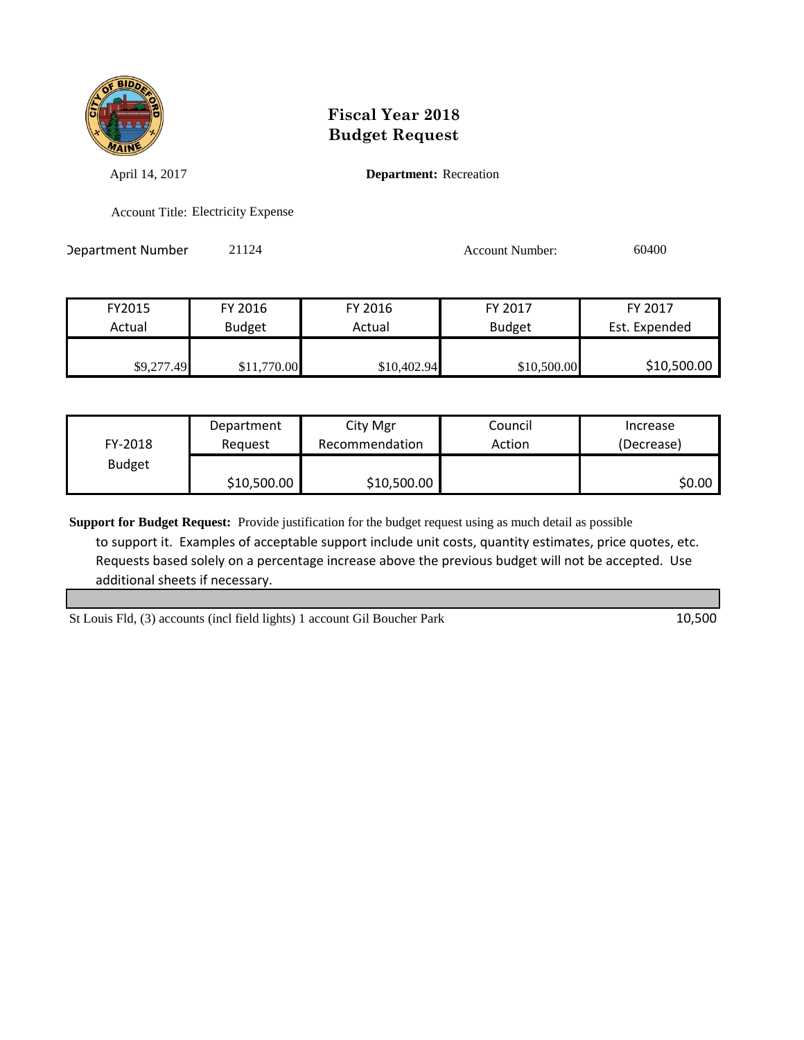# Fiscal Year 2018
# Budget Request

April 14, 2017 **Department:** Recreation

Account Title: Electricity Expense

Department Number 21124 Account Number: 60400

| FY2015 Actual | FY 2016 Budget | FY 2016 Actual | FY 2017 Budget | FY 2017 Est. Expended |
|---|---|---|---|---|
| $9,277.49 | $11,770.00 | $10,402.94 | $10,500.00 | $10,500.00 |

| FY-2018 Budget | Department Request | City Mgr Recommendation | Council Action | Increase (Decrease) |
|---|---|---|---|---|
| | $10,500.00 | $10,500.00 | | $0.00 |

**Support for Budget Request:** Provide justification for the budget request using as much detail as possible to support it. Examples of acceptable support include unit costs, quantity estimates, price quotes, etc. Requests based solely on a percentage increase above the previous budget will not be accepted. Use additional sheets if necessary.

| | |
|---|---|
| St Louis Fld, (3) accounts (incl field lights) 1 account Gil Boucher Park | 10,500 |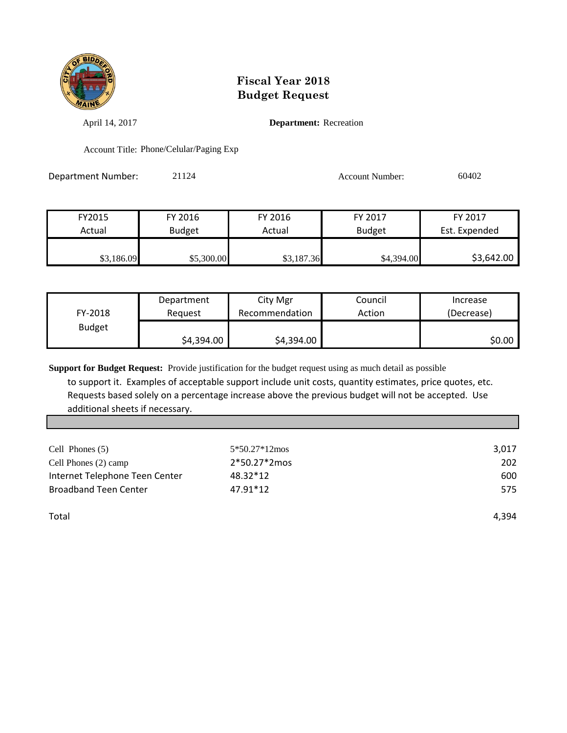# Fiscal Year 2018
# Budget Request

April 14, 2017

**Department:** Recreation

Account Title: Phone/Celular/Paging Exp

Department Number: 21124

Account Number: 60402

| FY2015 Actual | FY 2016 Budget | FY 2016 Actual | FY 2017 Budget | FY 2017 Est. Expended |
|---|---|---|---|---|
| $3,186.09 | $5,300.00 | $3,187.36 | $4,394.00 | $3,642.00 |

| FY-2018 Budget | Department Request | City Mgr Recommendation | Council Action | Increase (Decrease) |
|---|---|---|---|---|
| | $4,394.00 | $4,394.00 | | $0.00 |

**Support for Budget Request:** Provide justification for the budget request using as much detail as possible to support it. Examples of acceptable support include unit costs, quantity estimates, price quotes, etc. Requests based solely on a percentage increase above the previous budget will not be accepted. Use additional sheets if necessary.

| | | |
|---|---|---|
| Cell Phones (5) | 5*50.27*12mos | 3,017 |
| Cell Phones (2) camp | 2*50.27*2mos | 202 |
| Internet Telephone Teen Center | 48.32*12 | 600 |
| Broadband Teen Center | 47.91*12 | 575 |
| Total | | 4,394 |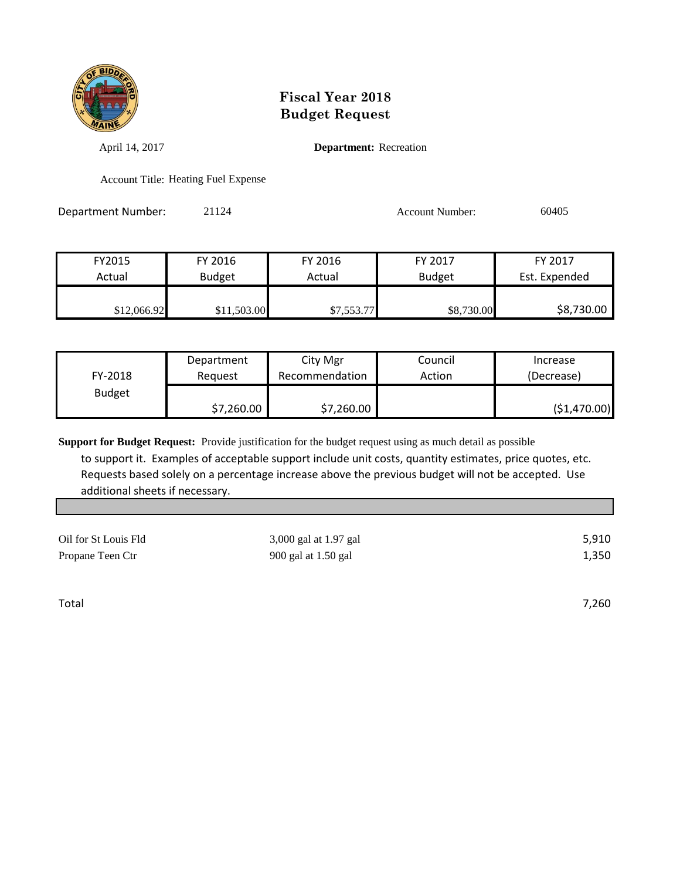# Fiscal Year 2018
# Budget Request

April 14, 2017 **Department:** Recreation

Account Title: Heating Fuel Expense

Department Number: 21124 Account Number: 60405

| FY2015 Actual | FY 2016 Budget | FY 2016 Actual | FY 2017 Budget | FY 2017 Est. Expended |
|---|---|---|---|---|
| $12,066.92 | $11,503.00 | $7,553.77 | $8,730.00 | $8,730.00 |

| FY-2018 Budget | Department Request | City Mgr Recommendation | Council Action | Increase (Decrease) |
|---|---|---|---|---|
| | $7,260.00 | $7,260.00 | | ($1,470.00) |

**Support for Budget Request:** Provide justification for the budget request using as much detail as possible to support it. Examples of acceptable support include unit costs, quantity estimates, price quotes, etc. Requests based solely on a percentage increase above the previous budget will not be accepted. Use additional sheets if necessary.

| | | |
|---|---|---|
| Oil for St Louis Fld | 3,000 gal at 1.97 gal | 5,910 |
| Propane Teen Ctr | 900 gal at 1.50 gal | 1,350 |
| | | |
| Total | | 7,260 |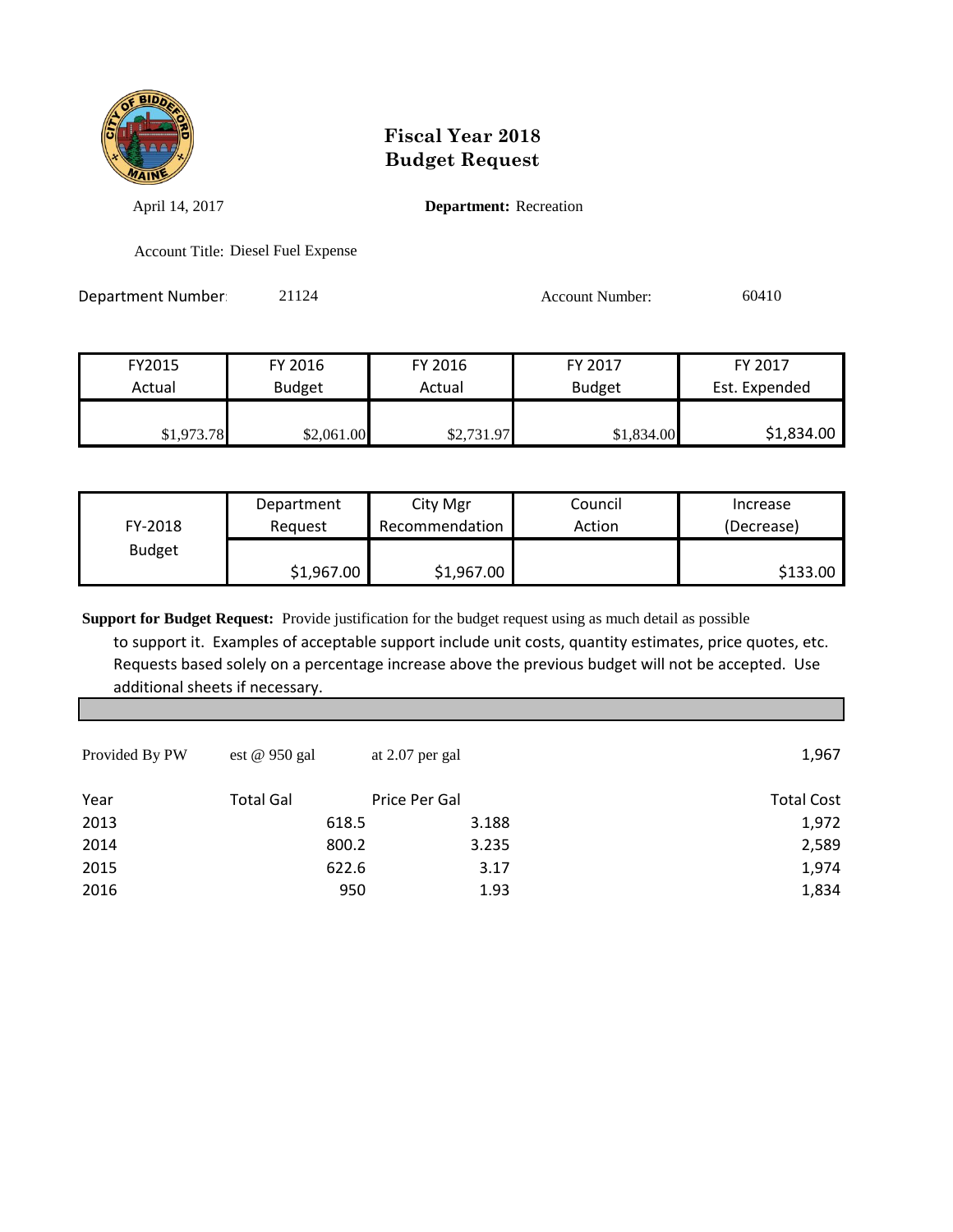# Fiscal Year 2018
# Budget Request

April 14, 2017

**Department:** Recreation

Account Title: Diesel Fuel Expense

Department Number: 21124

Account Number: 60410

| FY2015 Actual | FY 2016 Budget | FY 2016 Actual | FY 2017 Budget | FY 2017 Est. Expended |
|---|---|---|---|---|
| $1,973.78 | $2,061.00 | $2,731.97 | $1,834.00 | $1,834.00 |

| FY-2018 Budget | Department Request | City Mgr Recommendation | Council Action | Increase (Decrease) |
|---|---|---|---|---|
| | $1,967.00 | $1,967.00 | | $133.00 |

**Support for Budget Request:** Provide justification for the budget request using as much detail as possible to support it. Examples of acceptable support include unit costs, quantity estimates, price quotes, etc. Requests based solely on a percentage increase above the previous budget will not be accepted. Use additional sheets if necessary.

| Provided By PW | est @ 950 gal | at 2.07 per gal | 1,967 |
|---|---|---|---|
| **Year** | **Total Gal** | **Price Per Gal** | **Total Cost** |
| 2013 | 618.5 | 3.188 | 1,972 |
| 2014 | 800.2 | 3.235 | 2,589 |
| 2015 | 622.6 | 3.17 | 1,974 |
| 2016 | 950 | 1.93 | 1,834 |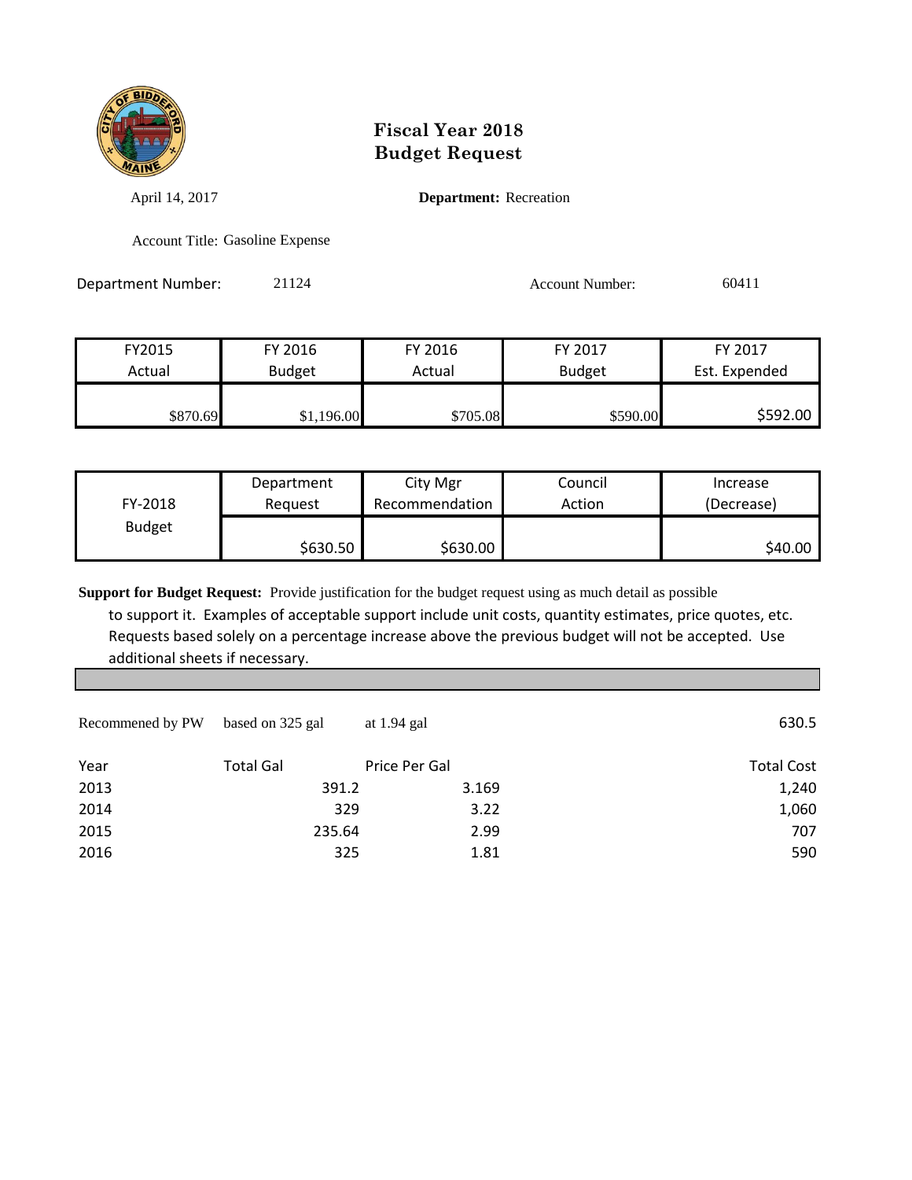# Fiscal Year 2018
# Budget Request

April 14, 2017 **Department:** Recreation

Account Title: Gasoline Expense

Department Number: 21124 Account Number: 60411

| FY2015 Actual | FY 2016 Budget | FY 2016 Actual | FY 2017 Budget | FY 2017 Est. Expended |
|---|---|---|---|---|
| $870.69 | $1,196.00 | $705.08 | $590.00 | $592.00 |

| FY-2018 Budget | Department Request | City Mgr Recommendation | Council Action | Increase (Decrease) |
|---|---|---|---|---|
| | $630.50 | $630.00 | | $40.00 |

**Support for Budget Request:** Provide justification for the budget request using as much detail as possible to support it. Examples of acceptable support include unit costs, quantity estimates, price quotes, etc. Requests based solely on a percentage increase above the previous budget will not be accepted. Use additional sheets if necessary.

Recommened by PW based on 325 gal at 1.94 gal 630.5

| Year | Total Gal | Price Per Gal | Total Cost |
|---|---|---|---|
| 2013 | 391.2 | 3.169 | 1,240 |
| 2014 | 329 | 3.22 | 1,060 |
| 2015 | 235.64 | 2.99 | 707 |
| 2016 | 325 | 1.81 | 590 |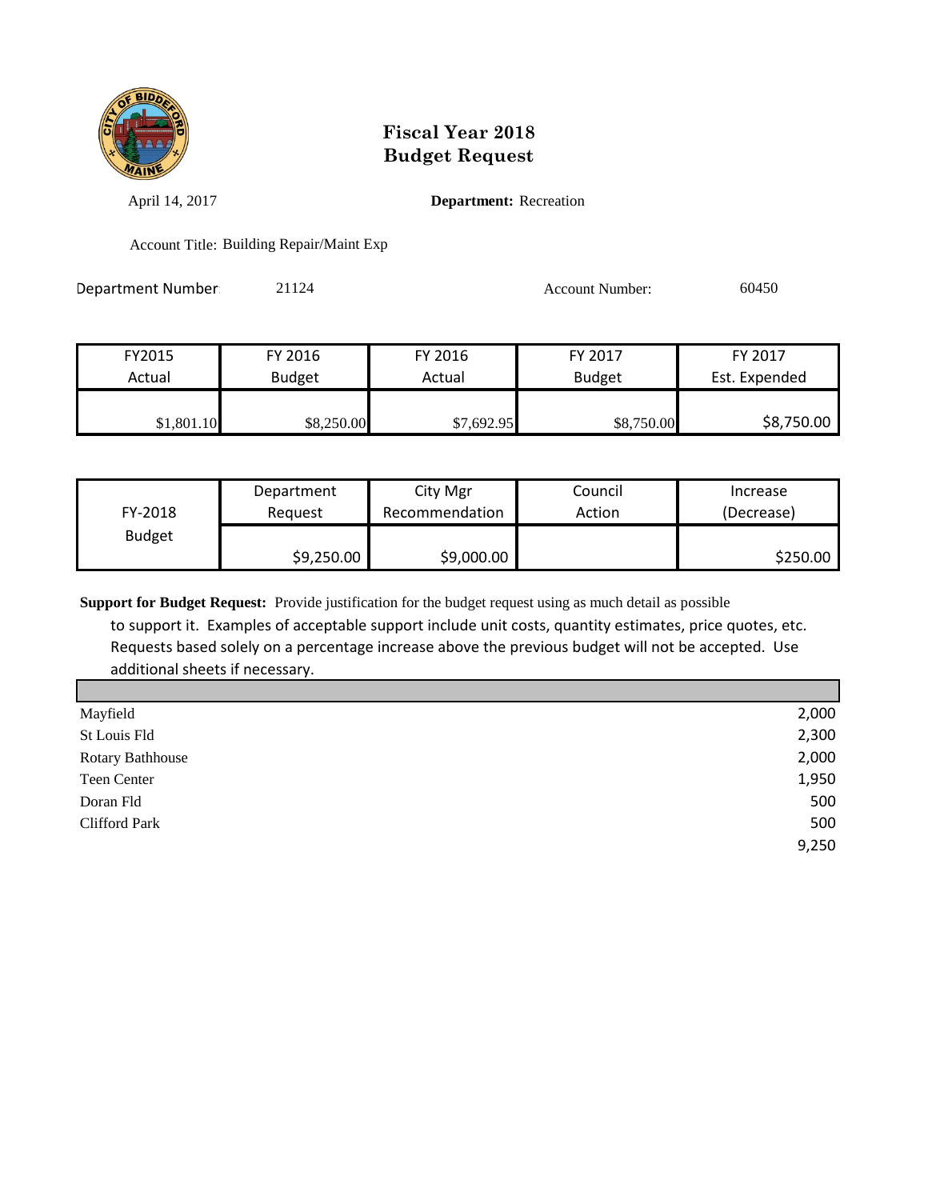# Fiscal Year 2018
# Budget Request

April 14, 2017 **Department:** Recreation

Account Title: Building Repair/Maint Exp

Department Number: 21124 Account Number: 60450

| FY2015 Actual | FY 2016 Budget | FY 2016 Actual | FY 2017 Budget | FY 2017 Est. Expended |
|---|---|---|---|---|
| $1,801.10 | $8,250.00 | $7,692.95 | $8,750.00 | $8,750.00 |

| FY-2018 Budget | Department Request | City Mgr Recommendation | Council Action | Increase (Decrease) |
|---|---|---|---|---|
| | $9,250.00 | $9,000.00 | | $250.00 |

**Support for Budget Request:** Provide justification for the budget request using as much detail as possible to support it. Examples of acceptable support include unit costs, quantity estimates, price quotes, etc. Requests based solely on a percentage increase above the previous budget will not be accepted. Use additional sheets if necessary.

| | |
|---|---|
| Mayfield | 2,000 |
| St Louis Fld | 2,300 |
| Rotary Bathhouse | 2,000 |
| Teen Center | 1,950 |
| Doran Fld | 500 |
| Clifford Park | 500 |
| | 9,250 |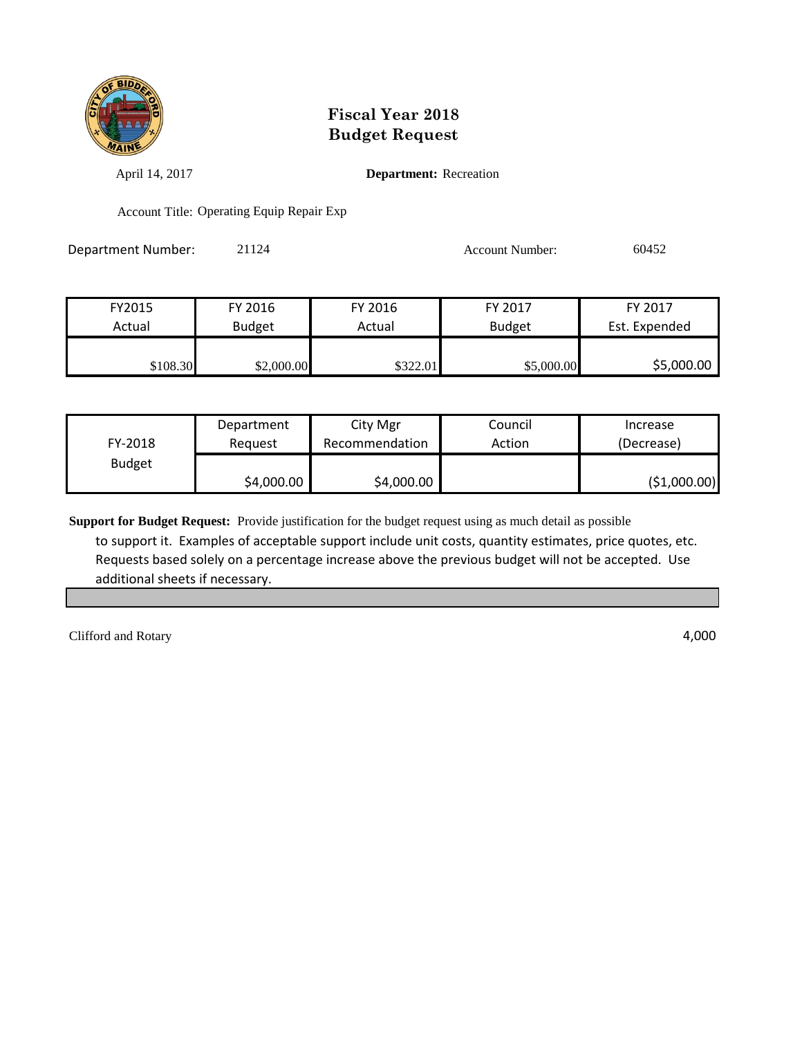# Fiscal Year 2018
# Budget Request

April 14, 2017 **Department:** Recreation

Account Title: Operating Equip Repair Exp

Department Number: 21124 Account Number: 60452

| FY2015 Actual | FY 2016 Budget | FY 2016 Actual | FY 2017 Budget | FY 2017 Est. Expended |
|---|---|---|---|---|
| $108.30 | $2,000.00 | $322.01 | $5,000.00 | $5,000.00 |

| FY-2018 Budget | Department Request | City Mgr Recommendation | Council Action | Increase (Decrease) |
|---|---|---|---|---|
| | $4,000.00 | $4,000.00 | | ($1,000.00) |

**Support for Budget Request:** Provide justification for the budget request using as much detail as possible to support it. Examples of acceptable support include unit costs, quantity estimates, price quotes, etc. Requests based solely on a percentage increase above the previous budget will not be accepted. Use additional sheets if necessary.

Clifford and Rotary 4,000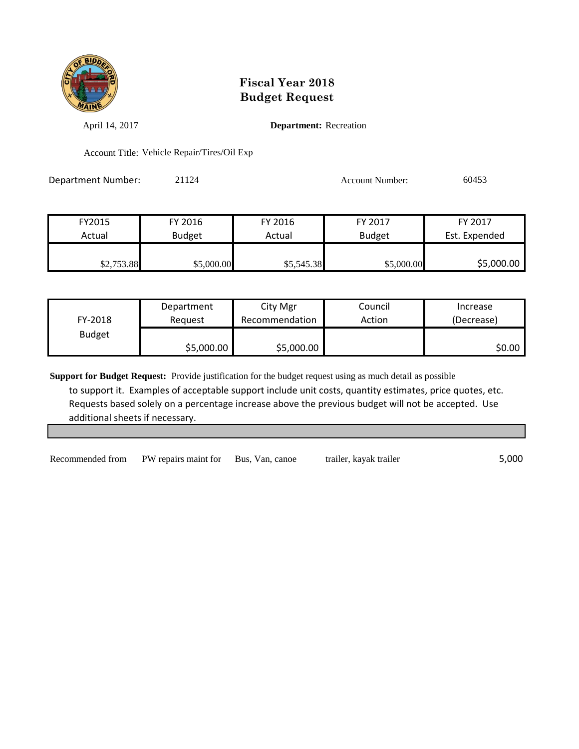# Fiscal Year 2018
# Budget Request

April 14, 2017 **Department:** Recreation

Account Title: Vehicle Repair/Tires/Oil Exp

Department Number: 21124 Account Number: 60453

| FY2015 Actual | FY 2016 Budget | FY 2016 Actual | FY 2017 Budget | FY 2017 Est. Expended |
|---|---|---|---|---|
| $2,753.88 | $5,000.00 | $5,545.38 | $5,000.00 | $5,000.00 |

| FY-2018 Budget | Department Request | City Mgr Recommendation | Council Action | Increase (Decrease) |
|---|---|---|---|---|
| | $5,000.00 | $5,000.00 | | $0.00 |

**Support for Budget Request:** Provide justification for the budget request using as much detail as possible to support it. Examples of acceptable support include unit costs, quantity estimates, price quotes, etc. Requests based solely on a percentage increase above the previous budget will not be accepted. Use additional sheets if necessary.

| | | | | |
|---|---|---|---|---|
| Recommended from | PW repairs maint for | Bus, Van, canoe | trailer, kayak trailer | 5,000 |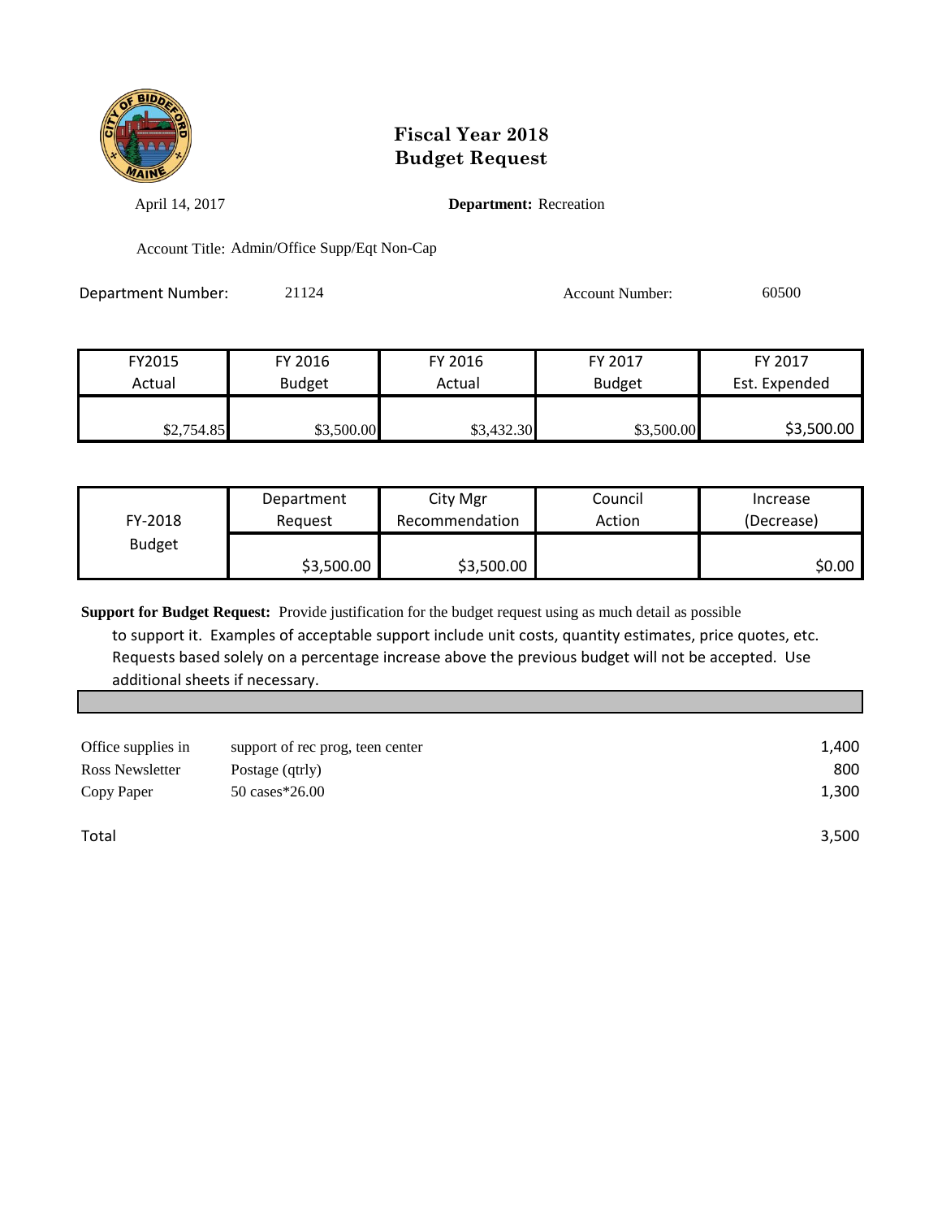# Fiscal Year 2018
# Budget Request

April 14, 2017

**Department:** Recreation

Account Title: Admin/Office Supp/Eqt Non-Cap

Department Number: 21124

Account Number: 60500

| FY2015 Actual | FY 2016 Budget | FY 2016 Actual | FY 2017 Budget | FY 2017 Est. Expended |
|---|---|---|---|---|
| $2,754.85 | $3,500.00 | $3,432.30 | $3,500.00 | $3,500.00 |

| FY-2018 Budget | Department Request | City Mgr Recommendation | Council Action | Increase (Decrease) |
|---|---|---|---|---|
| | $3,500.00 | $3,500.00 | | $0.00 |

**Support for Budget Request:** Provide justification for the budget request using as much detail as possible to support it. Examples of acceptable support include unit costs, quantity estimates, price quotes, etc. Requests based solely on a percentage increase above the previous budget will not be accepted. Use additional sheets if necessary.

| | | |
|---|---|---|
| Office supplies in | support of rec prog, teen center | 1,400 |
| Ross Newsletter | Postage (qtrly) | 800 |
| Copy Paper | 50 cases*26.00 | 1,300 |
| Total | | 3,500 |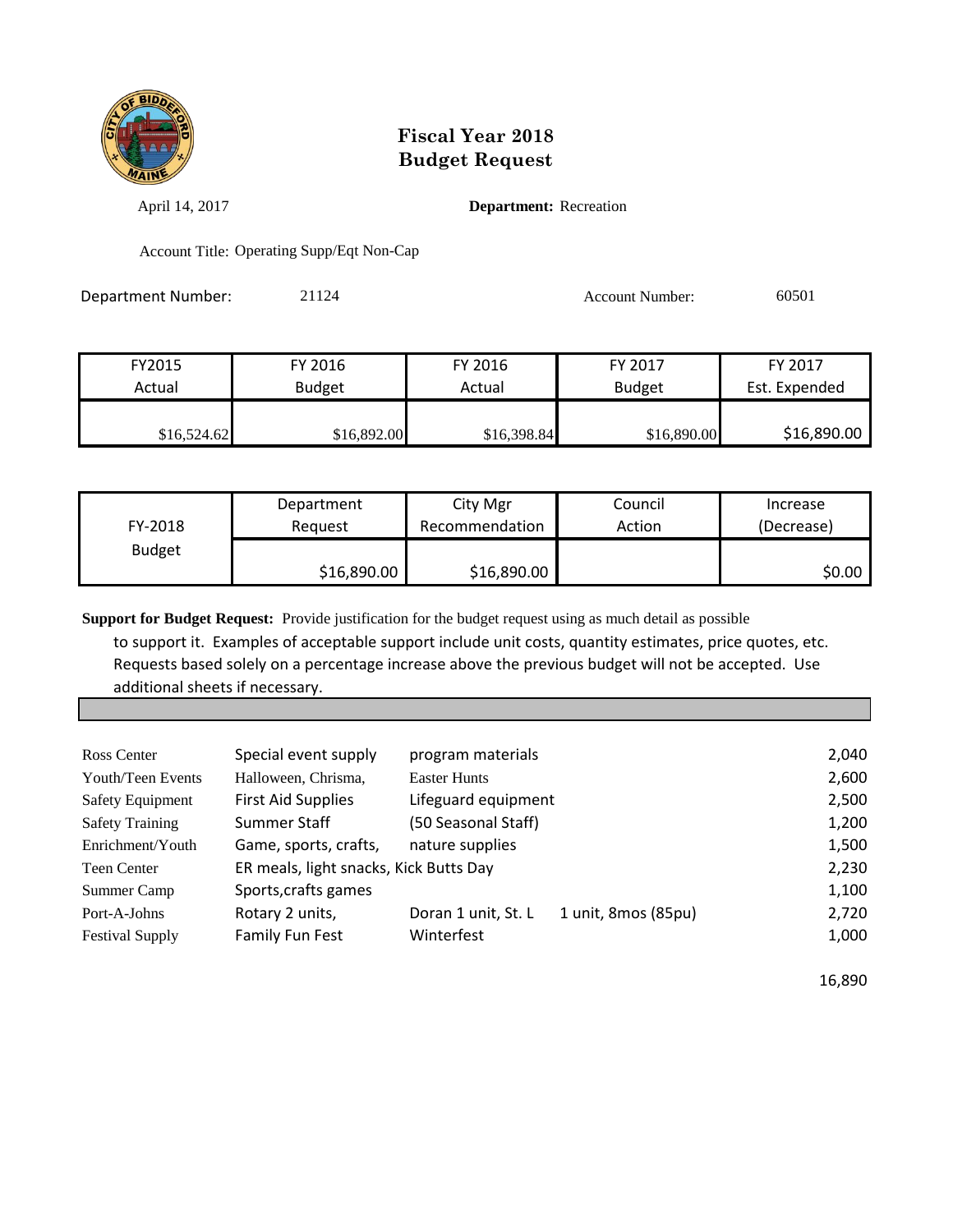# Fiscal Year 2018
# Budget Request

April 14, 2017 **Department:** Recreation

Account Title: Operating Supp/Eqt Non-Cap

Department Number: 21124 Account Number: 60501

| FY2015 Actual | FY 2016 Budget | FY 2016 Actual | FY 2017 Budget | FY 2017 Est. Expended |
|---|---|---|---|---|
| $16,524.62 | $16,892.00 | $16,398.84 | $16,890.00 | $16,890.00 |

| FY-2018 Budget | Department Request | City Mgr Recommendation | Council Action | Increase (Decrease) |
|---|---|---|---|---|
| | $16,890.00 | $16,890.00 | | $0.00 |

**Support for Budget Request:** Provide justification for the budget request using as much detail as possible to support it. Examples of acceptable support include unit costs, quantity estimates, price quotes, etc. Requests based solely on a percentage increase above the previous budget will not be accepted. Use additional sheets if necessary.

| | | | | |
|---|---|---|---|---|
| Ross Center | Special event supply | program materials | | 2,040 |
| Youth/Teen Events | Halloween, Chrisma, | Easter Hunts | | 2,600 |
| Safety Equipment | First Aid Supplies | Lifeguard equipment | | 2,500 |
| Safety Training | Summer Staff | (50 Seasonal Staff) | | 1,200 |
| Enrichment/Youth | Game, sports, crafts, | nature supplies | | 1,500 |
| Teen Center | ER meals, light snacks, Kick Butts Day | | | 2,230 |
| Summer Camp | Sports,crafts games | | | 1,100 |
| Port-A-Johns | Rotary 2 units, | Doran 1 unit, St. L | 1 unit, 8mos (85pu) | 2,720 |
| Festival Supply | Family Fun Fest | Winterfest | | 1,000 |
| | | | | 16,890 |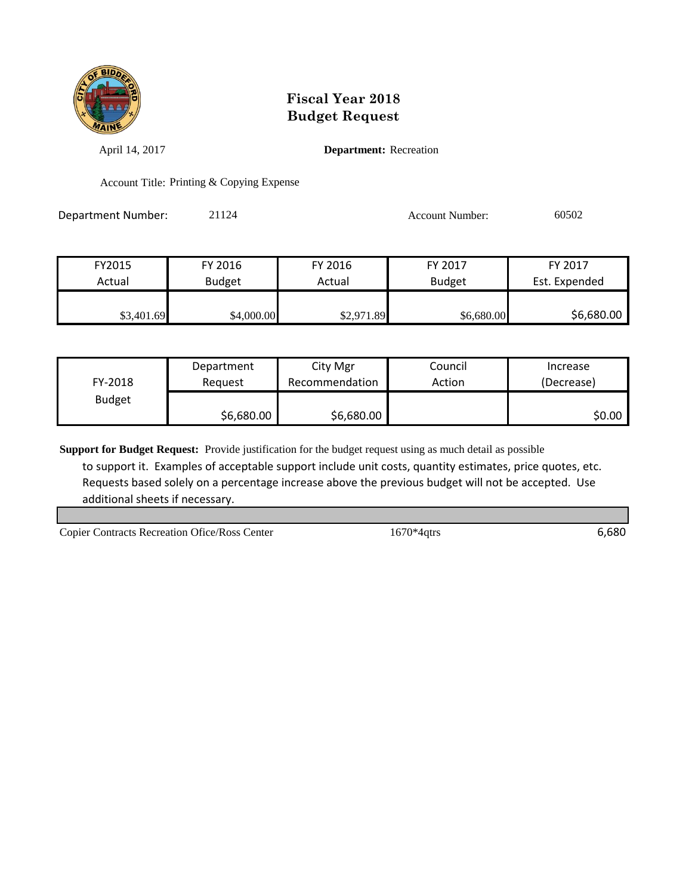# Fiscal Year 2018
# Budget Request

April 14, 2017 **Department:** Recreation

Account Title: Printing & Copying Expense

Department Number: 21124 Account Number: 60502

| FY2015 Actual | FY 2016 Budget | FY 2016 Actual | FY 2017 Budget | FY 2017 Est. Expended |
|---|---|---|---|---|
| $3,401.69 | $4,000.00 | $2,971.89 | $6,680.00 | $6,680.00 |

| FY-2018 Budget | Department Request | City Mgr Recommendation | Council Action | Increase (Decrease) |
|---|---|---|---|---|
| | $6,680.00 | $6,680.00 | | $0.00 |

**Support for Budget Request:** Provide justification for the budget request using as much detail as possible to support it. Examples of acceptable support include unit costs, quantity estimates, price quotes, etc. Requests based solely on a percentage increase above the previous budget will not be accepted. Use additional sheets if necessary.

| | | |
|---|---|---|
| Copier Contracts Recreation Ofice/Ross Center | 1670*4qtrs | 6,680 |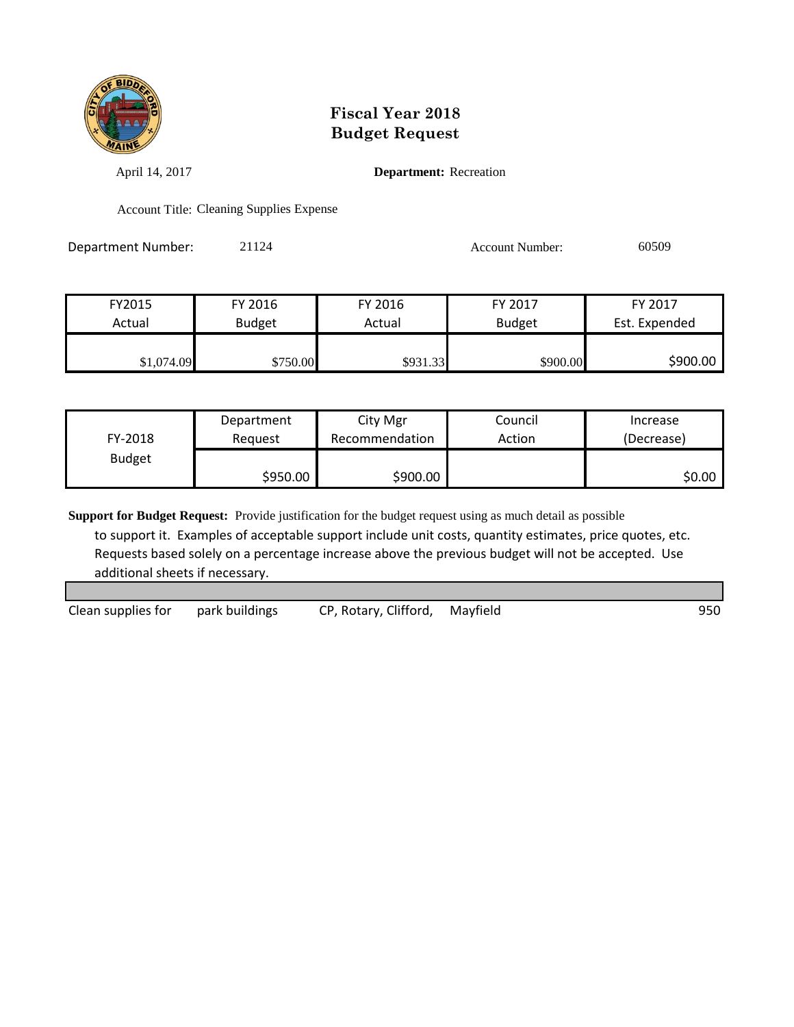# Fiscal Year 2018
# Budget Request

April 14, 2017

**Department:** Recreation

Account Title: Cleaning Supplies Expense

Department Number: 21124

Account Number: 60509

| FY2015 Actual | FY 2016 Budget | FY 2016 Actual | FY 2017 Budget | FY 2017 Est. Expended |
|---|---|---|---|---|
| $1,074.09 | $750.00 | $931.33 | $900.00 | $900.00 |

| FY-2018 Budget | Department Request | City Mgr Recommendation | Council Action | Increase (Decrease) |
|---|---|---|---|---|
| | $950.00 | $900.00 | | $0.00 |

**Support for Budget Request:** Provide justification for the budget request using as much detail as possible to support it. Examples of acceptable support include unit costs, quantity estimates, price quotes, etc. Requests based solely on a percentage increase above the previous budget will not be accepted. Use additional sheets if necessary.

| | | | | |
|---|---|---|---|---|
| Clean supplies for | park buildings | CP, Rotary, Clifford, | Mayfield | 950 |